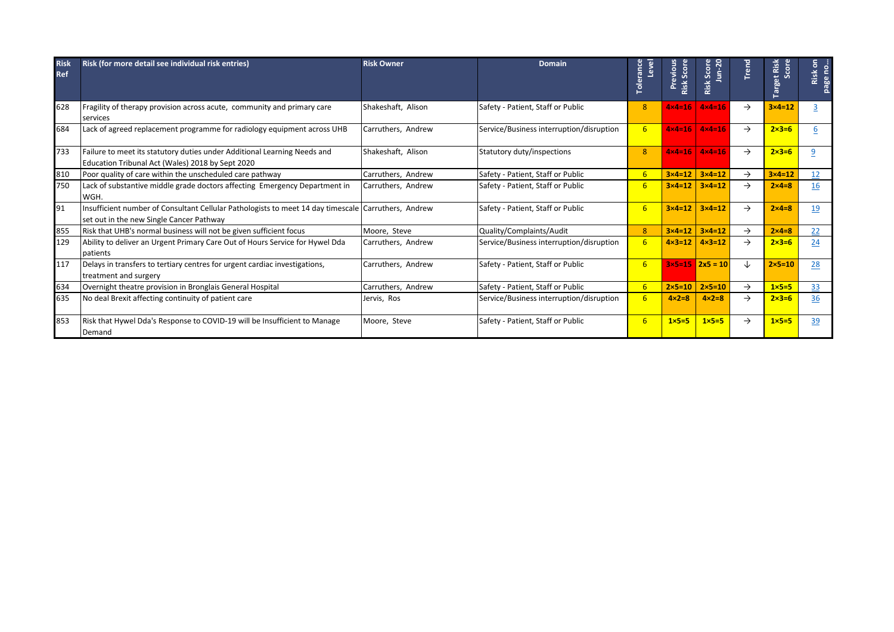| Risk Ref | Risk (for more detail see individual risk entries) | Risk Owner | Domain | Tolerance Level | Previous Risk Score | Risk Score Jun-20 | Trend | Target Risk Score | Risk on page no… |
|---|---|---|---|---|---|---|---|---|---|
| 628 | Fragility of therapy provision across acute, community and primary care services | Shakeshaft, Alison | Safety - Patient, Staff or Public | 8 | 4×4=16 | 4×4=16 | → | 3×4=12 | 3 |
| 684 | Lack of agreed replacement programme for radiology equipment across UHB | Carruthers, Andrew | Service/Business interruption/disruption | 6 | 4×4=16 | 4×4=16 | → | 2×3=6 | 6 |
| 733 | Failure to meet its statutory duties under Additional Learning Needs and Education Tribunal Act (Wales) 2018 by Sept 2020 | Shakeshaft, Alison | Statutory duty/inspections | 8 | 4×4=16 | 4×4=16 | → | 2×3=6 | 9 |
| 810 | Poor quality of care within the unscheduled care pathway | Carruthers, Andrew | Safety - Patient, Staff or Public | 6 | 3×4=12 | 3×4=12 | → | 3×4=12 | 12 |
| 750 | Lack of substantive middle grade doctors affecting Emergency Department in WGH. | Carruthers, Andrew | Safety - Patient, Staff or Public | 6 | 3×4=12 | 3×4=12 | → | 2×4=8 | 16 |
| 91 | Insufficient number of Consultant Cellular Pathologists to meet 14 day timescale set out in the new Single Cancer Pathway | Carruthers, Andrew | Safety - Patient, Staff or Public | 6 | 3×4=12 | 3×4=12 | → | 2×4=8 | 19 |
| 855 | Risk that UHB's normal business will not be given sufficient focus | Moore, Steve | Quality/Complaints/Audit | 8 | 3×4=12 | 3×4=12 | → | 2×4=8 | 22 |
| 129 | Ability to deliver an Urgent Primary Care Out of Hours Service for Hywel Dda patients | Carruthers, Andrew | Service/Business interruption/disruption | 6 | 4×3=12 | 4×3=12 | → | 2×3=6 | 24 |
| 117 | Delays in transfers to tertiary centres for urgent cardiac investigations, treatment and surgery | Carruthers, Andrew | Safety - Patient, Staff or Public | 6 | 3×5=15 | 2x5 = 10 | ↓ | 2×5=10 | 28 |
| 634 | Overnight theatre provision in Bronglais General Hospital | Carruthers, Andrew | Safety - Patient, Staff or Public | 6 | 2×5=10 | 2×5=10 | → | 1×5=5 | 33 |
| 635 | No deal Brexit affecting continuity of patient care | Jervis, Ros | Service/Business interruption/disruption | 6 | 4×2=8 | 4×2=8 | → | 2×3=6 | 36 |
| 853 | Risk that Hywel Dda's Response to COVID-19 will be Insufficient to Manage Demand | Moore, Steve | Safety - Patient, Staff or Public | 6 | 1×5=5 | 1×5=5 | → | 1×5=5 | 39 |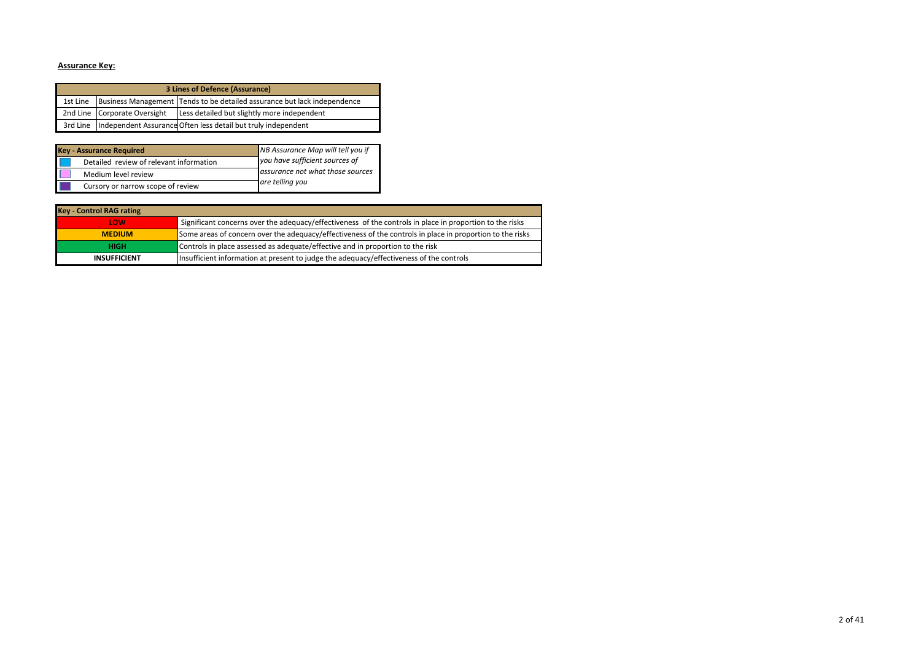**Assurance Key:**

| 3 Lines of Defence (Assurance) | | |
|---|---|---|
| 1st Line | Business Management | Tends to be detailed assurance but lack independence |
| 2nd Line | Corporate Oversight | Less detailed but slightly more independent |
| 3rd Line | Independent Assurance | Often less detail but truly independent |

| Key - Assurance Required | | *NB Assurance Map will tell you if you have sufficient sources of assurance not what those sources are telling you* |
|---|---|---|
| (light blue) | Detailed review of relevant information | |
| (pink) | Medium level review | |
| (purple) | Cursory or narrow scope of review | |

| Key - Control RAG rating | |
|---|---|
| LOW | Significant concerns over the adequacy/effectiveness of the controls in place in proportion to the risks |
| MEDIUM | Some areas of concern over the adequacy/effectiveness of the controls in place in proportion to the risks |
| HIGH | Controls in place assessed as adequate/effective and in proportion to the risk |
| INSUFFICIENT | Insufficient information at present to judge the adequacy/effectiveness of the controls |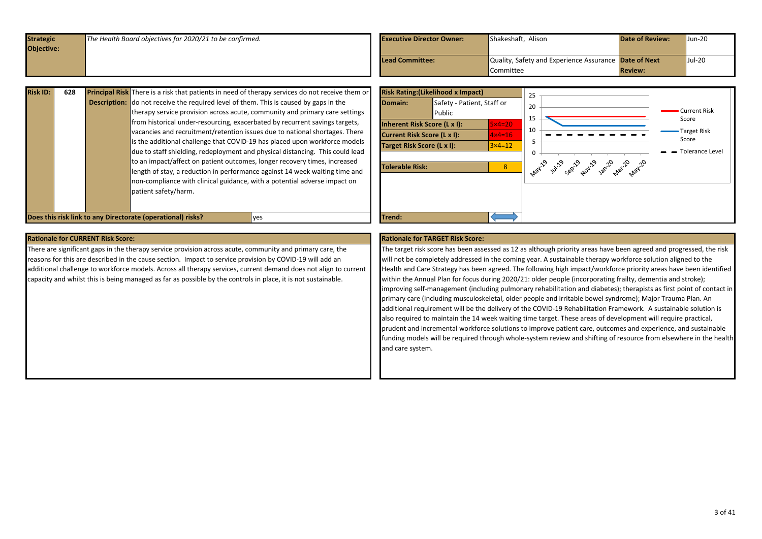| **Strategic Objective:** | *The Health Board objectives for 2020/21 to be confirmed.* | **Executive Director Owner:** | Shakeshaft, Alison | **Date of Review:** | Jun-20 |
|---|---|---|---|---|---|
| | | **Lead Committee:** | Quality, Safety and Experience Assurance Committee | **Date of Next Review:** | Jul-20 |

| **Risk ID:** | **628** | **Principal Risk Description:** | There is a risk that patients in need of therapy services do not receive them or do not receive the required level of them. This is caused by gaps in the therapy service provision across acute, community and primary care settings from historical under-resourcing, exacerbated by recurrent savings targets, vacancies and recruitment/retention issues due to national shortages. There is the additional challenge that COVID-19 has placed upon workforce models due to staff shielding, redeployment and physical distancing. This could lead to an impact/affect on patient outcomes, longer recovery times, increased length of stay, a reduction in performance against 14 week waiting time and non-compliance with clinical guidance, with a potential adverse impact on patient safety/harm. |
|---|---|---|---|

**Does this risk link to any Directorate (operational) risks?** yes

| **Risk Rating:(Likelihood x Impact)** | | |
|---|---|---|
| **Domain:** | Safety - Patient, Staff or Public | |
| **Inherent Risk Score (L x I):** | | 5×4=20 |
| **Current Risk Score (L x I):** | | 4×4=16 |
| **Target Risk Score (L x I):** | | 3×4=12 |
| **Tolerable Risk:** | | 8 |
| **Trend:** | | |

## Rationale for CURRENT Risk Score:

There are significant gaps in the therapy service provision across acute, community and primary care, the reasons for this are described in the cause section. Impact to service provision by COVID-19 will add an additional challenge to workforce models. Across all therapy services, current demand does not align to current capacity and whilst this is being managed as far as possible by the controls in place, it is not sustainable.

## Rationale for TARGET Risk Score:

The target risk score has been assessed as 12 as although priority areas have been agreed and progressed, the risk will not be completely addressed in the coming year. A sustainable therapy workforce solution aligned to the Health and Care Strategy has been agreed. The following high impact/workforce priority areas have been identified within the Annual Plan for focus during 2020/21: older people (incorporating frailty, dementia and stroke); improving self-management (including pulmonary rehabilitation and diabetes); therapists as first point of contact in primary care (including musculoskeletal, older people and irritable bowel syndrome); Major Trauma Plan. An additional requirement will be the delivery of the COVID-19 Rehabilitation Framework. A sustainable solution is also required to maintain the 14 week waiting time target. These areas of development will require practical, prudent and incremental workforce solutions to improve patient care, outcomes and experience, and sustainable funding models will be required through whole-system review and shifting of resource from elsewhere in the health and care system.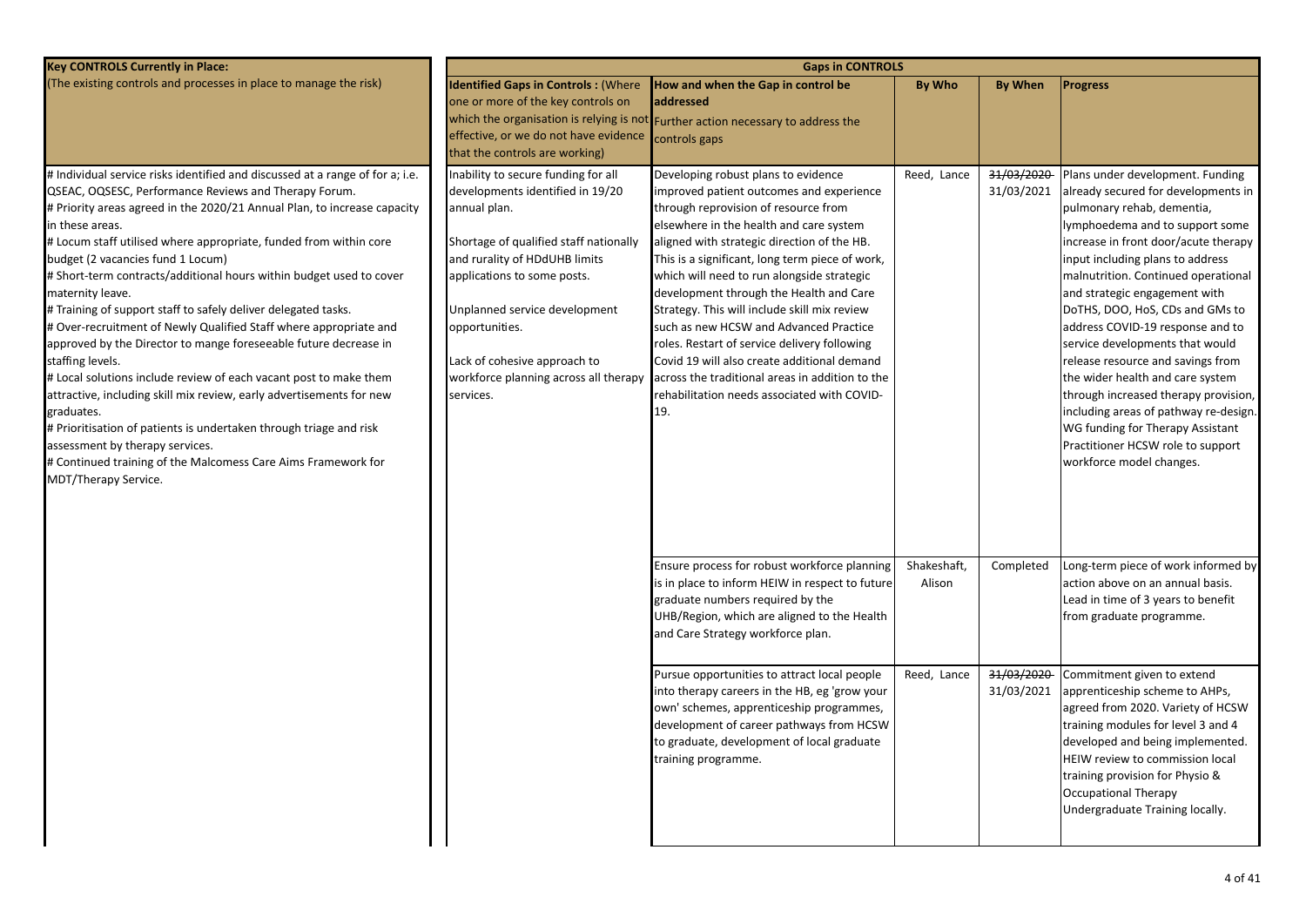| **Key CONTROLS Currently in Place:** (The existing controls and processes in place to manage the risk) | **Gaps in CONTROLS** | | | | |
|---|---|---|---|---|---|
| | **Identified Gaps in Controls :** (Where one or more of the key controls on which the organisation is relying is not effective, or we do not have evidence that the controls are working) | **How and when the Gap in control be addressed** Further action necessary to address the controls gaps | **By Who** | **By When** | **Progress** |
| # Individual service risks identified and discussed at a range of for a; i.e. QSEAC, OQSESC, Performance Reviews and Therapy Forum.<br># Priority areas agreed in the 2020/21 Annual Plan, to increase capacity in these areas.<br># Locum staff utilised where appropriate, funded from within core budget (2 vacancies fund 1 Locum)<br># Short-term contracts/additional hours within budget used to cover maternity leave.<br># Training of support staff to safely deliver delegated tasks.<br># Over-recruitment of Newly Qualified Staff where appropriate and approved by the Director to mange foreseeable future decrease in staffing levels.<br># Local solutions include review of each vacant post to make them attractive, including skill mix review, early advertisements for new graduates.<br># Prioritisation of patients is undertaken through triage and risk assessment by therapy services.<br># Continued training of the Malcomess Care Aims Framework for MDT/Therapy Service. | Inability to secure funding for all developments identified in 19/20 annual plan.<br><br>Shortage of qualified staff nationally and rurality of HDdUHB limits applications to some posts.<br><br>Unplanned service development opportunities.<br><br>Lack of cohesive approach to workforce planning across all therapy services. | Developing robust plans to evidence improved patient outcomes and experience through reprovision of resource from elsewhere in the health and care system aligned with strategic direction of the HB. This is a significant, long term piece of work, which will need to run alongside strategic development through the Health and Care Strategy. This will include skill mix review such as new HCSW and Advanced Practice roles. Restart of service delivery following Covid 19 will also create additional demand across the traditional areas in addition to the rehabilitation needs associated with COVID-19. | Reed, Lance | ~~31/03/2020~~ 31/03/2021 | Plans under development. Funding already secured for developments in pulmonary rehab, dementia, lymphoedema and to support some increase in front door/acute therapy input including plans to address malnutrition. Continued operational and strategic engagement with DoTHS, DOO, HoS, CDs and GMs to address COVID-19 response and to service developments that would release resource and savings from the wider health and care system through increased therapy provision, including areas of pathway re-design. WG funding for Therapy Assistant Practitioner HCSW role to support workforce model changes. |
| | | Ensure process for robust workforce planning is in place to inform HEIW in respect to future graduate numbers required by the UHB/Region, which are aligned to the Health and Care Strategy workforce plan. | Shakeshaft, Alison | Completed | Long-term piece of work informed by action above on an annual basis. Lead in time of 3 years to benefit from graduate programme. |
| | | Pursue opportunities to attract local people into therapy careers in the HB, eg 'grow your own' schemes, apprenticeship programmes, development of career pathways from HCSW to graduate, development of local graduate training programme. | Reed, Lance | ~~31/03/2020~~ 31/03/2021 | Commitment given to extend apprenticeship scheme to AHPs, agreed from 2020. Variety of HCSW training modules for level 3 and 4 developed and being implemented. HEIW review to commission local training provision for Physio & Occupational Therapy Undergraduate Training locally. |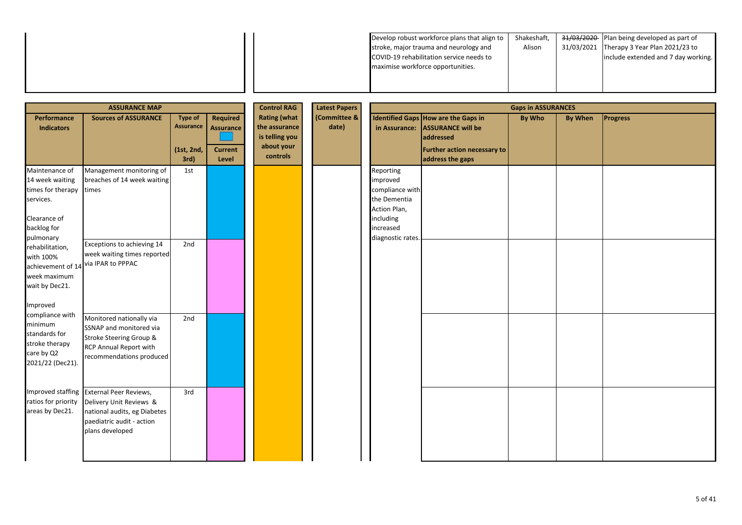| | | | | | | Develop robust workforce plans that align to stroke, major trauma and neurology and COVID-19 rehabilitation service needs to maximise workforce opportunities. | Shakeshaft, Alison | ~~31/03/2020~~ 31/03/2021 | Plan being developed as part of Therapy 3 Year Plan 2021/23 to include extended and 7 day working. |
|---|---|---|---|---|---|---|---|---|---|

| ASSURANCE MAP | | | | Control RAG | Latest Papers | Gaps in ASSURANCES | | | | |
|---|---|---|---|---|---|---|---|---|---|---|
| Performance Indicators | Sources of ASSURANCE | Type of Assurance (1st, 2nd, 3rd) | Required Assurance / Current Level | Rating (what the assurance is telling you about your controls | (Committee & date) | Identified Gaps in Assurance: | How are the Gaps in ASSURANCE will be addressed / Further action necessary to address the gaps | By Who | By When | Progress |
| Maintenance of 14 week waiting times for therapy services.<br><br>Clearance of backlog for pulmonary rehabilitation, with 100% achievement of 14 week maximum wait by Dec21.<br><br>Improved compliance with minimum standards for stroke therapy care by Q2 2021/22 (Dec21).<br><br>Improved staffing ratios for priority areas by Dec21. | Management monitoring of breaches of 14 week waiting times | 1st | | | | Reporting improved compliance with the Dementia Action Plan, including increased diagnostic rates. | | | | |
| | Exceptions to achieving 14 week waiting times reported via IPAR to PPPAC | 2nd | | | | | | | | |
| | Monitored nationally via SSNAP and monitored via Stroke Steering Group & RCP Annual Report with recommendations produced | 2nd | | | | | | | | |
| | External Peer Reviews, Delivery Unit Reviews & national audits, eg Diabetes paediatric audit - action plans developed | 3rd | | | | | | | | |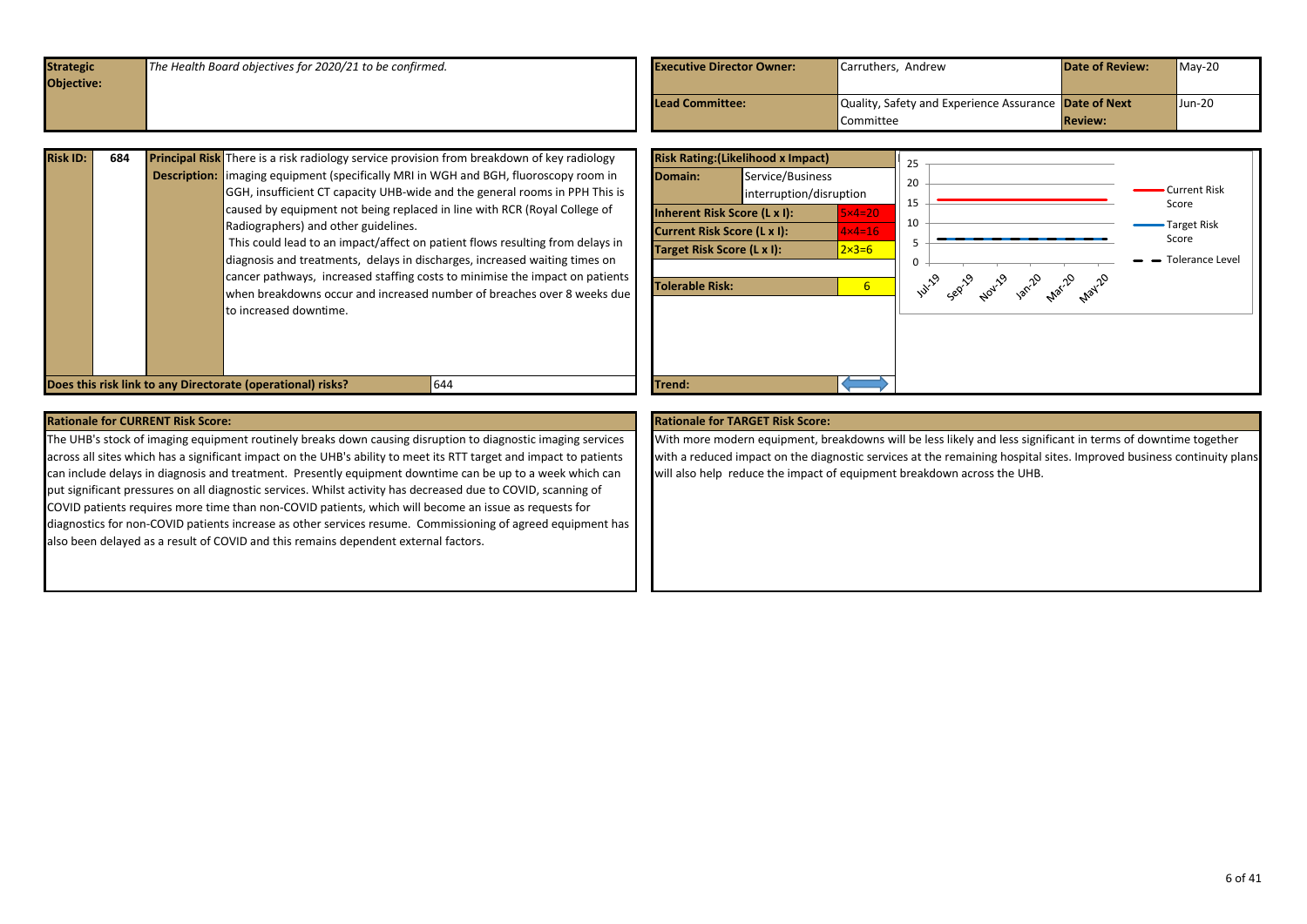| Strategic Objective: | The Health Board objectives for 2020/21 to be confirmed. | Executive Director Owner: | Carruthers, Andrew | Date of Review: | May-20 |
|---|---|---|---|---|---|
| | | Lead Committee: | Quality, Safety and Experience Assurance Committee | Date of Next Review: | Jun-20 |

| Risk ID: | 684 | Principal Risk Description: | There is a risk radiology service provision from breakdown of key radiology imaging equipment (specifically MRI in WGH and BGH, fluoroscopy room in GGH, insufficient CT capacity UHB-wide and the general rooms in PPH This is caused by equipment not being replaced in line with RCR (Royal College of Radiographers) and other guidelines. This could lead to an impact/affect on patient flows resulting from delays in diagnosis and treatments, delays in discharges, increased waiting times on cancer pathways, increased staffing costs to minimise the impact on patients when breakdowns occur and increased number of breaches over 8 weeks due to increased downtime. |
|---|---|---|---|

**Does this risk link to any Directorate (operational) risks?** 644

| Risk Rating:(Likelihood x Impact) | | |
|---|---|---|
| Domain: | Service/Business interruption/disruption | |
| Inherent Risk Score (L x I): | | 5×4=20 |
| Current Risk Score (L x I): | | 4×4=16 |
| Target Risk Score (L x I): | | 2×3=6 |
| Tolerable Risk: | | 6 |
| Trend: | | ⟷ |

Chart legend: Current Risk Score; Target Risk Score; Tolerance Level (x-axis: Jul-19, Sep-19, Nov-19, Jan-20, Mar-20, May-20; y-axis: 0–25)

**Rationale for CURRENT Risk Score:**

The UHB's stock of imaging equipment routinely breaks down causing disruption to diagnostic imaging services across all sites which has a significant impact on the UHB's ability to meet its RTT target and impact to patients can include delays in diagnosis and treatment. Presently equipment downtime can be up to a week which can put significant pressures on all diagnostic services. Whilst activity has decreased due to COVID, scanning of COVID patients requires more time than non-COVID patients, which will become an issue as requests for diagnostics for non-COVID patients increase as other services resume. Commissioning of agreed equipment has also been delayed as a result of COVID and this remains dependent external factors.

**Rationale for TARGET Risk Score:**

With more modern equipment, breakdowns will be less likely and less significant in terms of downtime together with a reduced impact on the diagnostic services at the remaining hospital sites. Improved business continuity plans will also help reduce the impact of equipment breakdown across the UHB.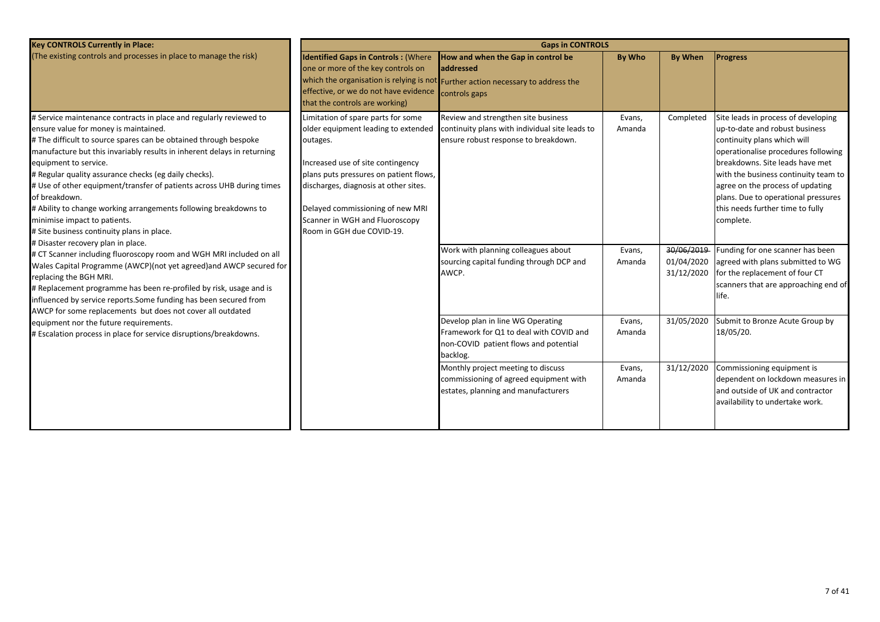| **Key CONTROLS Currently in Place:** (The existing controls and processes in place to manage the risk) | **Gaps in CONTROLS** | | | | |
|---|---|---|---|---|---|
| | **Identified Gaps in Controls :** (Where one or more of the key controls on which the organisation is relying is not effective, or we do not have evidence that the controls are working) | **How and when the Gap in control be addressed** Further action necessary to address the controls gaps | **By Who** | **By When** | **Progress** |
| # Service maintenance contracts in place and regularly reviewed to ensure value for money is maintained.<br># The difficult to source spares can be obtained through bespoke manufacture but this invariably results in inherent delays in returning equipment to service.<br># Regular quality assurance checks (eg daily checks).<br># Use of other equipment/transfer of patients across UHB during times of breakdown.<br># Ability to change working arrangements following breakdowns to minimise impact to patients.<br># Site business continuity plans in place.<br># Disaster recovery plan in place.<br># CT Scanner including fluoroscopy room and WGH MRI included on all Wales Capital Programme (AWCP)(not yet agreed)and AWCP secured for replacing the BGH MRI.<br># Replacement programme has been re-profiled by risk, usage and is influenced by service reports.Some funding has been secured from AWCP for some replacements but does not cover all outdated equipment nor the future requirements.<br># Escalation process in place for service disruptions/breakdowns. | Limitation of spare parts for some older equipment leading to extended outages.<br><br>Increased use of site contingency plans puts pressures on patient flows, discharges, diagnosis at other sites.<br><br>Delayed commissioning of new MRI Scanner in WGH and Fluoroscopy Room in GGH due COVID-19. | Review and strengthen site business continuity plans with individual site leads to ensure robust response to breakdown. | Evans, Amanda | Completed | Site leads in process of developing up-to-date and robust business continuity plans which will operationalise procedures following breakdowns. Site leads have met with the business continuity team to agree on the process of updating plans. Due to operational pressures this needs further time to fully complete. |
| | | Work with planning colleagues about sourcing capital funding through DCP and AWCP. | Evans, Amanda | ~~30/06/2019~~ 01/04/2020 31/12/2020 | Funding for one scanner has been agreed with plans submitted to WG for the replacement of four CT scanners that are approaching end of life. |
| | | Develop plan in line WG Operating Framework for Q1 to deal with COVID and non-COVID patient flows and potential backlog. | Evans, Amanda | 31/05/2020 | Submit to Bronze Acute Group by 18/05/20. |
| | | Monthly project meeting to discuss commissioning of agreed equipment with estates, planning and manufacturers | Evans, Amanda | 31/12/2020 | Commissioning equipment is dependent on lockdown measures in and outside of UK and contractor availability to undertake work. |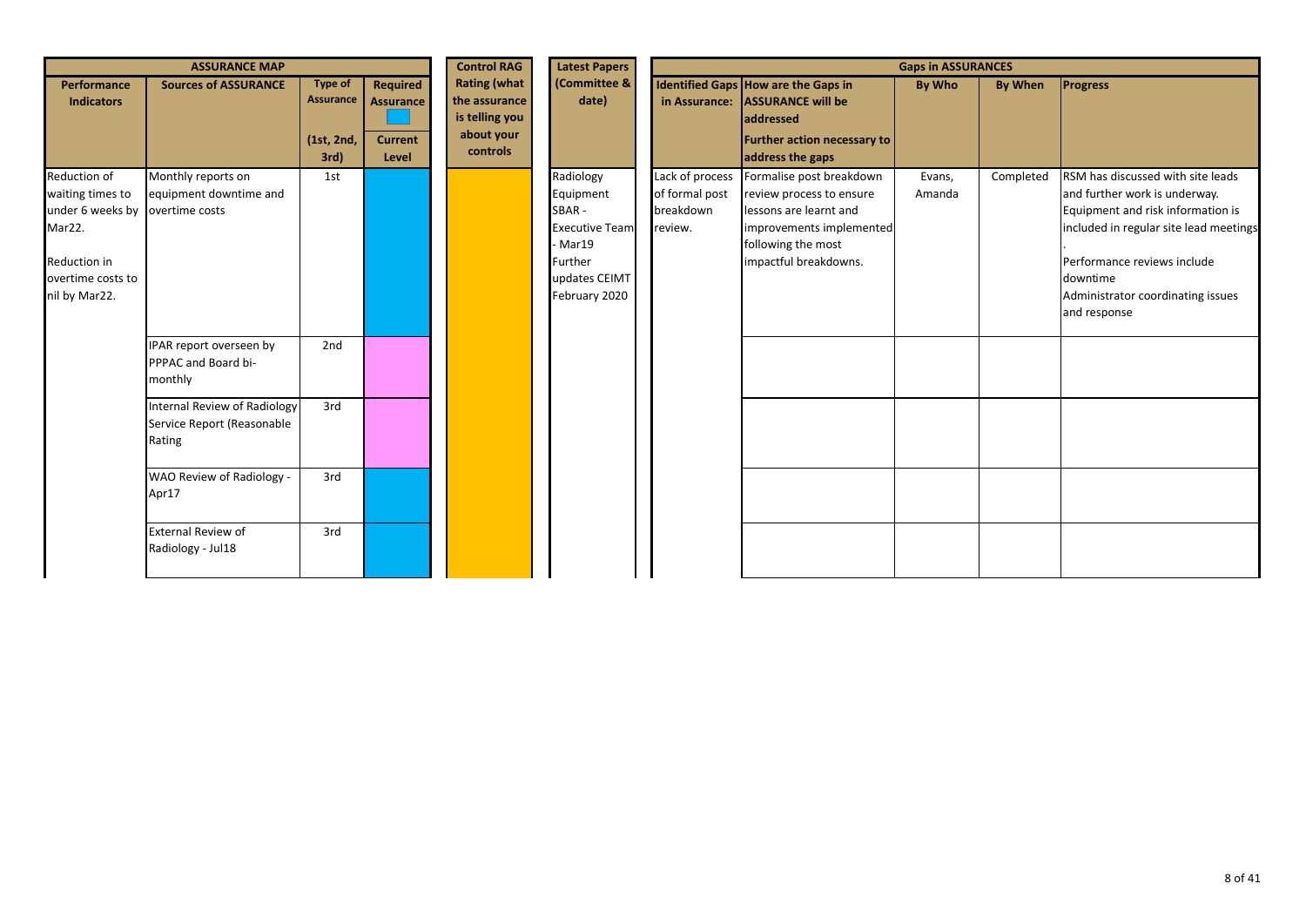| ASSURANCE MAP | | | | Control RAG | Latest Papers | Gaps in ASSURANCES | | | | |
|---|---|---|---|---|---|---|---|---|---|---|
| Performance Indicators | Sources of ASSURANCE | Type of Assurance (1st, 2nd, 3rd) | Required Assurance / Current Level | Rating (what the assurance is telling you about your controls | (Committee & date) | Identified Gaps in Assurance: | How are the Gaps in ASSURANCE will be addressed / Further action necessary to address the gaps | By Who | By When | Progress |
| Reduction of waiting times to under 6 weeks by Mar22.<br><br>Reduction in overtime costs to nil by Mar22. | Monthly reports on equipment downtime and overtime costs | 1st | | | Radiology Equipment SBAR - Executive Team - Mar19 Further updates CEIMT February 2020 | Lack of process of formal post breakdown review. | Formalise post breakdown review process to ensure lessons are learnt and improvements implemented following the most impactful breakdowns. | Evans, Amanda | Completed | RSM has discussed with site leads and further work is underway. Equipment and risk information is included in regular site lead meetings.<br><br>Performance reviews include downtime<br>Administrator coordinating issues and response |
| | IPAR report overseen by PPPAC and Board bi-monthly | 2nd | | | | | | | | |
| | Internal Review of Radiology Service Report (Reasonable Rating | 3rd | | | | | | | | |
| | WAO Review of Radiology - Apr17 | 3rd | | | | | | | | |
| | External Review of Radiology - Jul18 | 3rd | | | | | | | | |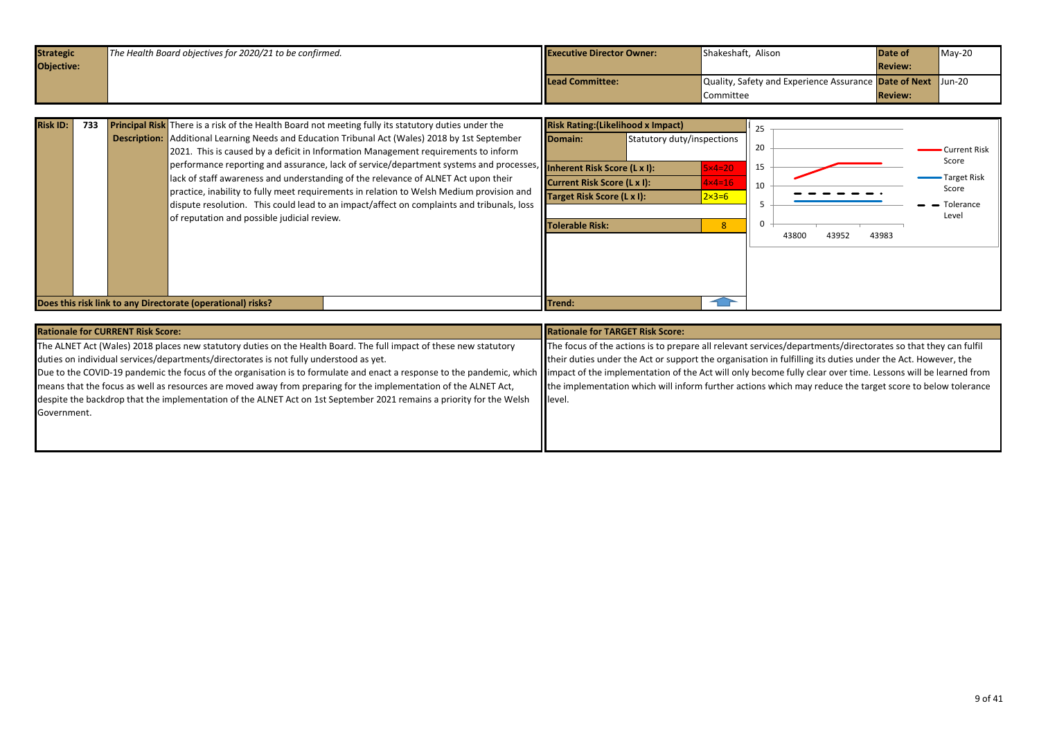| **Strategic Objective:** | *The Health Board objectives for 2020/21 to be confirmed.* | **Executive Director Owner:** | Shakeshaft, Alison | **Date of Review:** | May-20 |
|---|---|---|---|---|---|
| | | **Lead Committee:** | Quality, Safety and Experience Assurance Committee | **Date of Next Review:** | Jun-20 |

| **Risk ID:** | **733** |
|---|---|
| **Principal Risk Description:** | There is a risk of the Health Board not meeting fully its statutory duties under the Additional Learning Needs and Education Tribunal Act (Wales) 2018 by 1st September 2021. This is caused by a deficit in Information Management requirements to inform performance reporting and assurance, lack of service/department systems and processes, lack of staff awareness and understanding of the relevance of ALNET Act upon their practice, inability to fully meet requirements in relation to Welsh Medium provision and dispute resolution. This could lead to an impact/affect on complaints and tribunals, loss of reputation and possible judicial review. |
| **Does this risk link to any Directorate (operational) risks?** | |

| **Risk Rating:(Likelihood x Impact)** | |
|---|---|
| **Domain:** | Statutory duty/inspections |
| **Inherent Risk Score (L x I):** | 5×4=20 |
| **Current Risk Score (L x I):** | 4×4=16 |
| **Target Risk Score (L x I):** | 2×3=6 |
| **Tolerable Risk:** | 8 |
| **Trend:** | ↑ |

Chart legend: Current Risk Score; Target Risk Score; Tolerance Level. X-axis: 43800, 43952, 43983. Y-axis: 0–25.

**Rationale for CURRENT Risk Score:**

The ALNET Act (Wales) 2018 places new statutory duties on the Health Board. The full impact of these new statutory duties on individual services/departments/directorates is not fully understood as yet.
Due to the COVID-19 pandemic the focus of the organisation is to formulate and enact a response to the pandemic, which means that the focus as well as resources are moved away from preparing for the implementation of the ALNET Act, despite the backdrop that the implementation of the ALNET Act on 1st September 2021 remains a priority for the Welsh Government.

**Rationale for TARGET Risk Score:**

The focus of the actions is to prepare all relevant services/departments/directorates so that they can fulfil their duties under the Act or support the organisation in fulfilling its duties under the Act. However, the impact of the implementation of the Act will only become fully clear over time. Lessons will be learned from the implementation which will inform further actions which may reduce the target score to below tolerance level.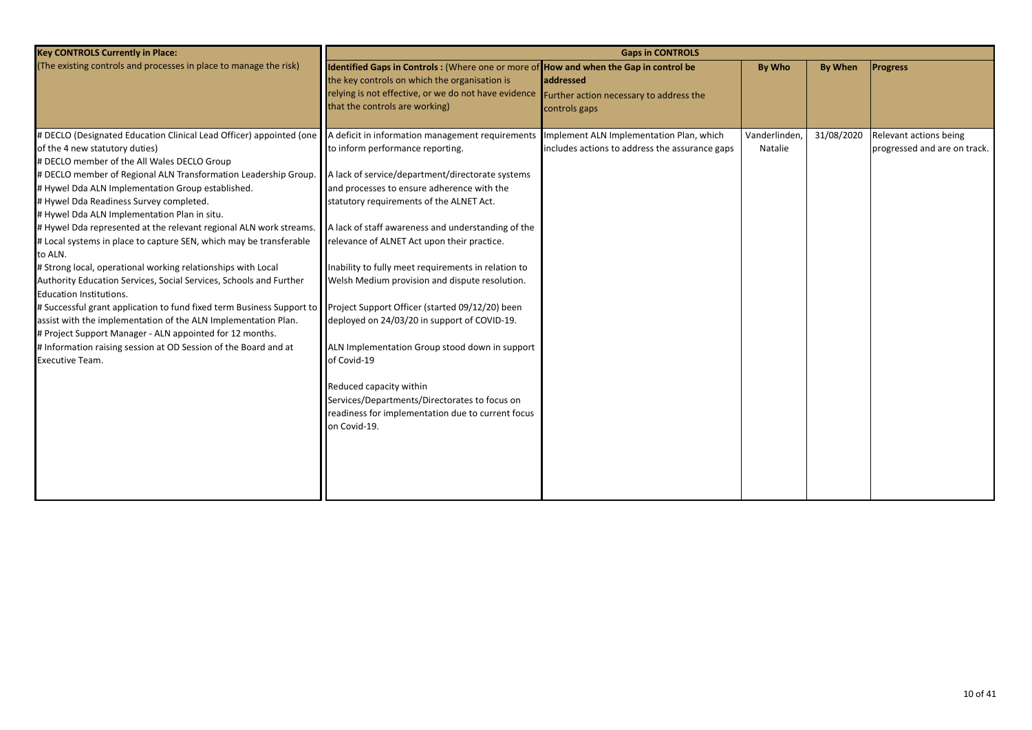| Key CONTROLS Currently in Place: | Gaps in CONTROLS | | | | |
|---|---|---|---|---|---|
| (The existing controls and processes in place to manage the risk) | **Identified Gaps in Controls :** (Where one or more of the key controls on which the organisation is relying is not effective, or we do not have evidence that the controls are working) | **How and when the Gap in control be addressed** Further action necessary to address the controls gaps | **By Who** | **By When** | **Progress** |
| # DECLO (Designated Education Clinical Lead Officer) appointed (one of the 4 new statutory duties)<br># DECLO member of the All Wales DECLO Group<br># DECLO member of Regional ALN Transformation Leadership Group.<br># Hywel Dda ALN Implementation Group established.<br># Hywel Dda Readiness Survey completed.<br># Hywel Dda ALN Implementation Plan in situ.<br># Hywel Dda represented at the relevant regional ALN work streams.<br># Local systems in place to capture SEN, which may be transferable to ALN.<br># Strong local, operational working relationships with Local Authority Education Services, Social Services, Schools and Further Education Institutions.<br># Successful grant application to fund fixed term Business Support to assist with the implementation of the ALN Implementation Plan.<br># Project Support Manager - ALN appointed for 12 months.<br># Information raising session at OD Session of the Board and at Executive Team. | A deficit in information management requirements to inform performance reporting.<br><br>A lack of service/department/directorate systems and processes to ensure adherence with the statutory requirements of the ALNET Act.<br><br>A lack of staff awareness and understanding of the relevance of ALNET Act upon their practice.<br><br>Inability to fully meet requirements in relation to Welsh Medium provision and dispute resolution.<br><br>Project Support Officer (started 09/12/20) been deployed on 24/03/20 in support of COVID-19.<br><br>ALN Implementation Group stood down in support of Covid-19<br><br>Reduced capacity within Services/Departments/Directorates to focus on readiness for implementation due to current focus on Covid-19. | Implement ALN Implementation Plan, which includes actions to address the assurance gaps | Vanderlinden, Natalie | 31/08/2020 | Relevant actions being progressed and are on track. |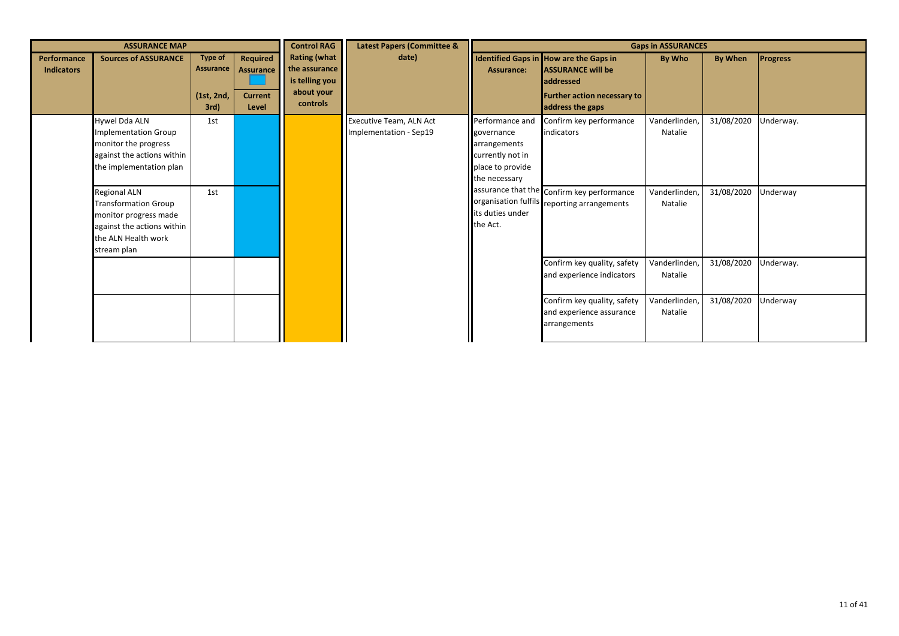| ASSURANCE MAP | | | | Control RAG | Latest Papers (Committee & date) | Gaps in ASSURANCES | | | | |
|---|---|---|---|---|---|---|---|---|---|---|
| Performance Indicators | Sources of ASSURANCE | Type of Assurance (1st, 2nd, 3rd) | Required Assurance / Current Level | Rating (what the assurance is telling you about your controls | | Identified Gaps in Assurance: | How are the Gaps in ASSURANCE will be addressed / Further action necessary to address the gaps | By Who | By When | Progress |
| | Hywel Dda ALN Implementation Group monitor the progress against the actions within the implementation plan | 1st | | | Executive Team, ALN Act Implementation - Sep19 | Performance and governance arrangements currently not in place to provide the necessary assurance that the organisation fulfils its duties under the Act. | Confirm key performance indicators | Vanderlinden, Natalie | 31/08/2020 | Underway. |
| | Regional ALN Transformation Group monitor progress made against the actions within the ALN Health work stream plan | 1st | | | | | Confirm key performance reporting arrangements | Vanderlinden, Natalie | 31/08/2020 | Underway |
| | | | | | | | Confirm key quality, safety and experience indicators | Vanderlinden, Natalie | 31/08/2020 | Underway. |
| | | | | | | | Confirm key quality, safety and experience assurance arrangements | Vanderlinden, Natalie | 31/08/2020 | Underway |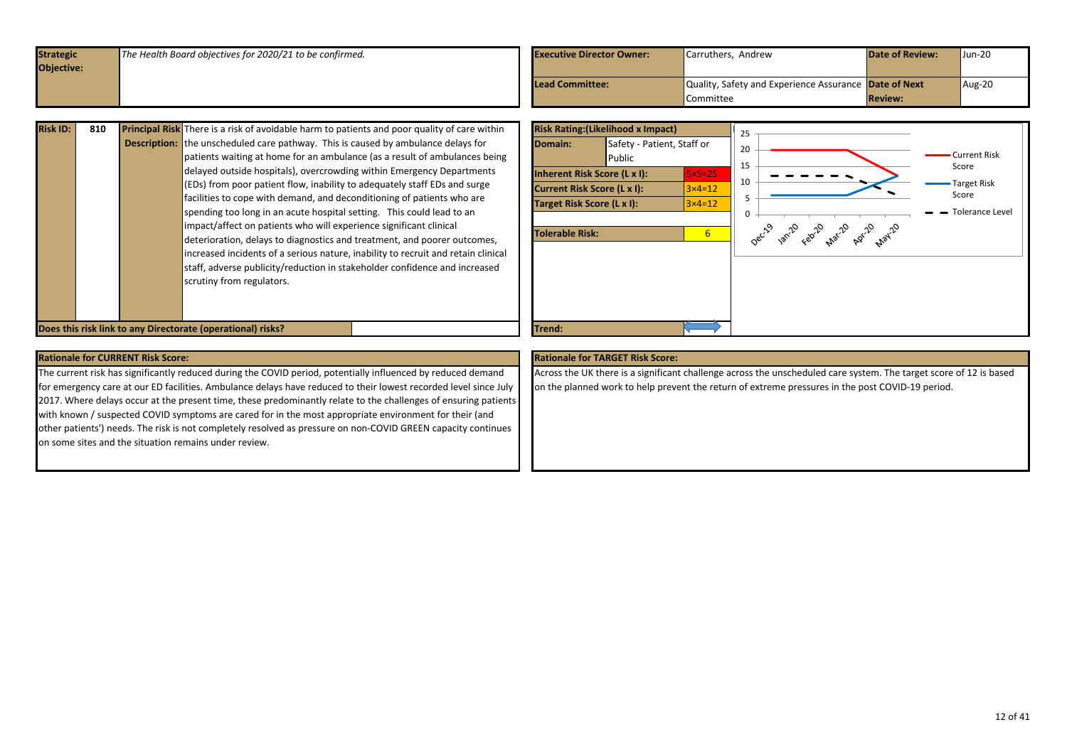| Strategic Objective: | *The Health Board objectives for 2020/21 to be confirmed.* | Executive Director Owner: | Carruthers, Andrew | Date of Review: | Jun-20 |
|---|---|---|---|---|---|
| | | Lead Committee: | Quality, Safety and Experience Assurance Committee | Date of Next Review: | Aug-20 |

| Risk ID: | 810 | Principal Risk Description: | There is a risk of avoidable harm to patients and poor quality of care within the unscheduled care pathway. This is caused by ambulance delays for patients waiting at home for an ambulance (as a result of ambulances being delayed outside hospitals), overcrowding within Emergency Departments (EDs) from poor patient flow, inability to adequately staff EDs and surge facilities to cope with demand, and deconditioning of patients who are spending too long in an acute hospital setting. This could lead to an impact/affect on patients who will experience significant clinical deterioration, delays to diagnostics and treatment, and poorer outcomes, increased incidents of a serious nature, inability to recruit and retain clinical staff, adverse publicity/reduction in stakeholder confidence and increased scrutiny from regulators. |
|---|---|---|---|

**Does this risk link to any Directorate (operational) risks?**

| Risk Rating:(Likelihood x Impact) | | |
|---|---|---|
| Domain: | Safety - Patient, Staff or Public | |
| Inherent Risk Score (L x I): | | 5×5=25 |
| Current Risk Score (L x I): | | 3×4=12 |
| Target Risk Score (L x I): | | 3×4=12 |
| Tolerable Risk: | | 6 |
| Trend: | | |

Chart: Current Risk Score, Target Risk Score, Tolerance Level (Dec-19, Jan-20, Feb-20, Mar-20, Apr-20, May-20)

**Rationale for CURRENT Risk Score:**

The current risk has significantly reduced during the COVID period, potentially influenced by reduced demand for emergency care at our ED facilities. Ambulance delays have reduced to their lowest recorded level since July 2017. Where delays occur at the present time, these predominantly relate to the challenges of ensuring patients with known / suspected COVID symptoms are cared for in the most appropriate environment for their (and other patients') needs. The risk is not completely resolved as pressure on non-COVID GREEN capacity continues on some sites and the situation remains under review.

**Rationale for TARGET Risk Score:**

Across the UK there is a significant challenge across the unscheduled care system. The target score of 12 is based on the planned work to help prevent the return of extreme pressures in the post COVID-19 period.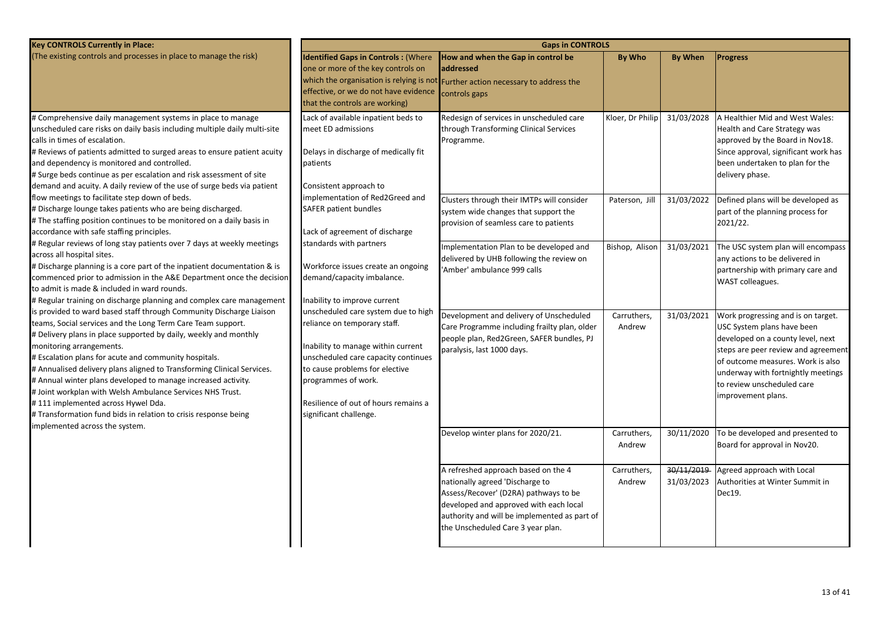| Key CONTROLS Currently in Place: (The existing controls and processes in place to manage the risk) | Gaps in CONTROLS | | | | |
|---|---|---|---|---|---|
| | **Identified Gaps in Controls : (Where one or more of the key controls on which the organisation is relying is not effective, or we do not have evidence that the controls are working)** | **How and when the Gap in control be addressed** Further action necessary to address the controls gaps | **By Who** | **By When** | **Progress** |
| # Comprehensive daily management systems in place to manage unscheduled care risks on daily basis including multiple daily multi-site calls in times of escalation.<br># Reviews of patients admitted to surged areas to ensure patient acuity and dependency is monitored and controlled.<br># Surge beds continue as per escalation and risk assessment of site demand and acuity. A daily review of the use of surge beds via patient flow meetings to facilitate step down of beds.<br># Discharge lounge takes patients who are being discharged.<br># The staffing position continues to be monitored on a daily basis in accordance with safe staffing principles.<br># Regular reviews of long stay patients over 7 days at weekly meetings across all hospital sites.<br># Discharge planning is a core part of the inpatient documentation & is commenced prior to admission in the A&E Department once the decision to admit is made & included in ward rounds.<br># Regular training on discharge planning and complex care management is provided to ward based staff through Community Discharge Liaison teams, Social services and the Long Term Care Team support.<br># Delivery plans in place supported by daily, weekly and monthly monitoring arrangements.<br># Escalation plans for acute and community hospitals.<br># Annualised delivery plans aligned to Transforming Clinical Services.<br># Annual winter plans developed to manage increased activity.<br># Joint workplan with Welsh Ambulance Services NHS Trust.<br># 111 implemented across Hywel Dda.<br># Transformation fund bids in relation to crisis response being implemented across the system. | Lack of available inpatient beds to meet ED admissions<br><br>Delays in discharge of medically fit patients<br><br>Consistent approach to implementation of Red2Greed and SAFER patient bundles<br><br>Lack of agreement of discharge standards with partners<br><br>Workforce issues create an ongoing demand/capacity imbalance.<br><br>Inability to improve current unscheduled care system due to high reliance on temporary staff.<br><br>Inability to manage within current unscheduled care capacity continues to cause problems for elective programmes of work.<br><br>Resilience of out of hours remains a significant challenge. | Redesign of services in unscheduled care through Transforming Clinical Services Programme. | Kloer, Dr Philip | 31/03/2028 | A Healthier Mid and West Wales: Health and Care Strategy was approved by the Board in Nov18. Since approval, significant work has been undertaken to plan for the delivery phase. |
| | | Clusters through their IMTPs will consider system wide changes that support the provision of seamless care to patients | Paterson, Jill | 31/03/2022 | Defined plans will be developed as part of the planning process for 2021/22. |
| | | Implementation Plan to be developed and delivered by UHB following the review on 'Amber' ambulance 999 calls | Bishop, Alison | 31/03/2021 | The USC system plan will encompass any actions to be delivered in partnership with primary care and WAST colleagues. |
| | | Development and delivery of Unscheduled Care Programme including frailty plan, older people plan, Red2Green, SAFER bundles, PJ paralysis, last 1000 days. | Carruthers, Andrew | 31/03/2021 | Work progressing and is on target. USC System plans have been developed on a county level, next steps are peer review and agreement of outcome measures. Work is also underway with fortnightly meetings to review unscheduled care improvement plans. |
| | | Develop winter plans for 2020/21. | Carruthers, Andrew | 30/11/2020 | To be developed and presented to Board for approval in Nov20. |
| | | A refreshed approach based on the 4 nationally agreed 'Discharge to Assess/Recover' (D2RA) pathways to be developed and approved with each local authority and will be implemented as part of the Unscheduled Care 3 year plan. | Carruthers, Andrew | ~~30/11/2019~~ 31/03/2023 | Agreed approach with Local Authorities at Winter Summit in Dec19. |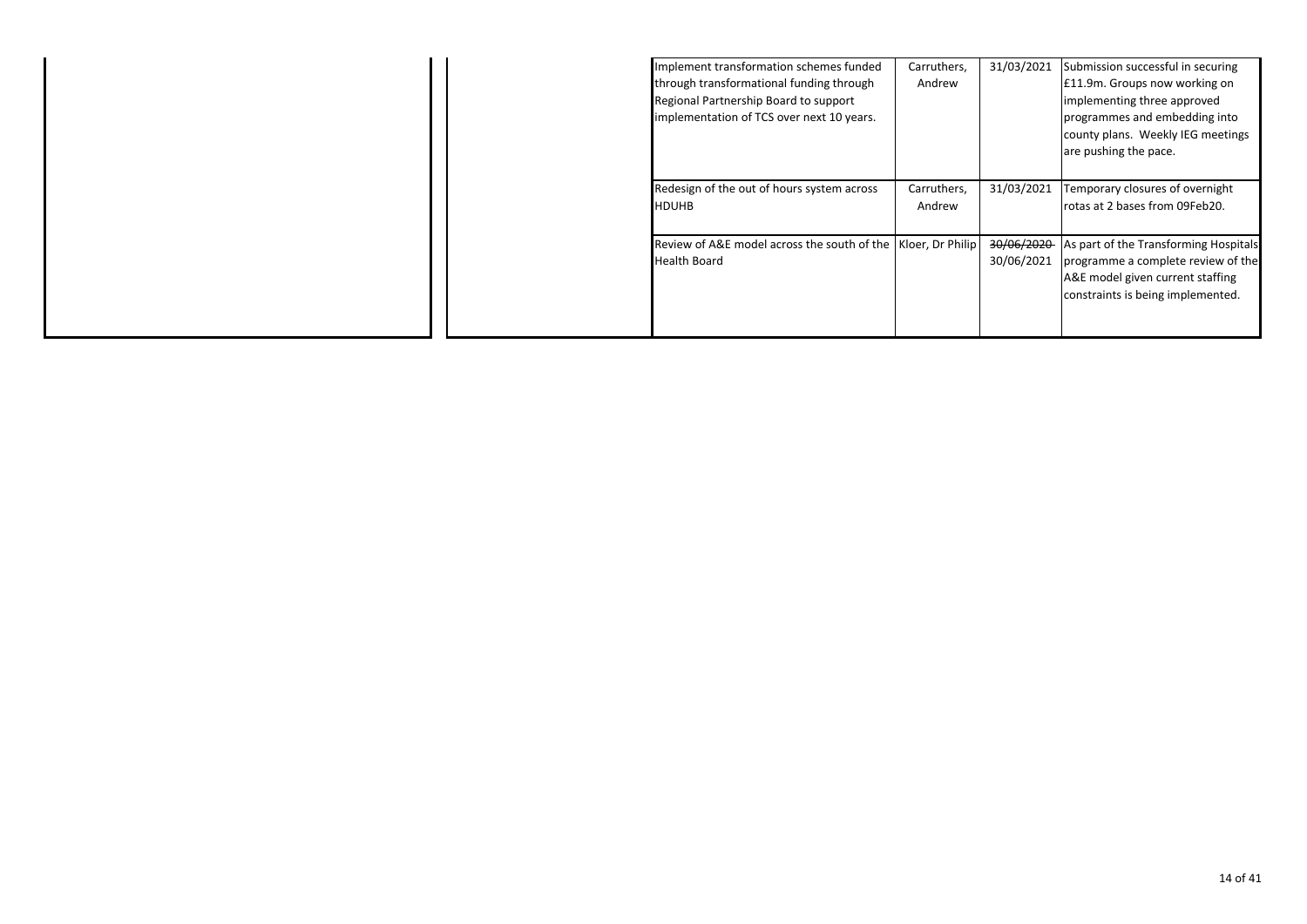| | | | | | |
|---|---|---|---|---|---|
| | | Implement transformation schemes funded through transformational funding through Regional Partnership Board to support implementation of TCS over next 10 years. | Carruthers, Andrew | 31/03/2021 | Submission successful in securing £11.9m. Groups now working on implementing three approved programmes and embedding into county plans. Weekly IEG meetings are pushing the pace. |
| | | Redesign of the out of hours system across HDUHB | Carruthers, Andrew | 31/03/2021 | Temporary closures of overnight rotas at 2 bases from 09Feb20. |
| | | Review of A&E model across the south of the Health Board | Kloer, Dr Philip | ~~30/06/2020~~ 30/06/2021 | As part of the Transforming Hospitals programme a complete review of the A&E model given current staffing constraints is being implemented. |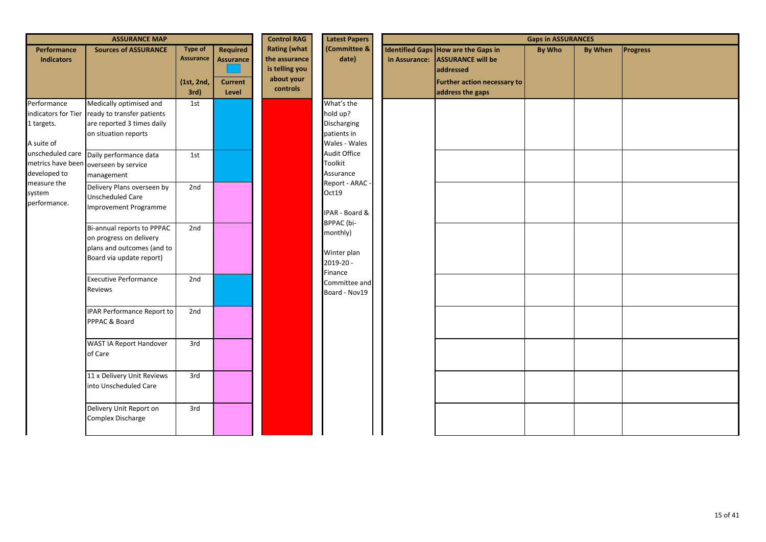| ASSURANCE MAP | | | | Control RAG | Latest Papers | Gaps in ASSURANCES | | | | |
|---|---|---|---|---|---|---|---|---|---|---|
| Performance Indicators | Sources of ASSURANCE | Type of Assurance (1st, 2nd, 3rd) | Required Assurance / Current Level | Rating (what the assurance is telling you about your controls | (Committee & date) | Identified Gaps in Assurance: | How are the Gaps in ASSURANCE will be addressed Further action necessary to address the gaps | By Who | By When | Progress |
| Performance indicators for Tier 1 targets. A suite of unscheduled care metrics have been developed to measure the system performance. | Medically optimised and ready to transfer patients are reported 3 times daily on situation reports | 1st | | | What's the hold up? Discharging patients in Wales - Wales Audit Office Toolkit Assurance Report - ARAC - Oct19 IPAR - Board & BPPAC (bi-monthly) Winter plan 2019-20 - Finance Committee and Board - Nov19 | | | | | |
| | Daily performance data overseen by service management | 1st | | | | | | | | |
| | Delivery Plans overseen by Unscheduled Care Improvement Programme | 2nd | | | | | | | | |
| | Bi-annual reports to PPPAC on progress on delivery plans and outcomes (and to Board via update report) | 2nd | | | | | | | | |
| | Executive Performance Reviews | 2nd | | | | | | | | |
| | IPAR Performance Report to PPPAC & Board | 2nd | | | | | | | | |
| | WAST IA Report Handover of Care | 3rd | | | | | | | | |
| | 11 x Delivery Unit Reviews into Unscheduled Care | 3rd | | | | | | | | |
| | Delivery Unit Report on Complex Discharge | 3rd | | | | | | | | |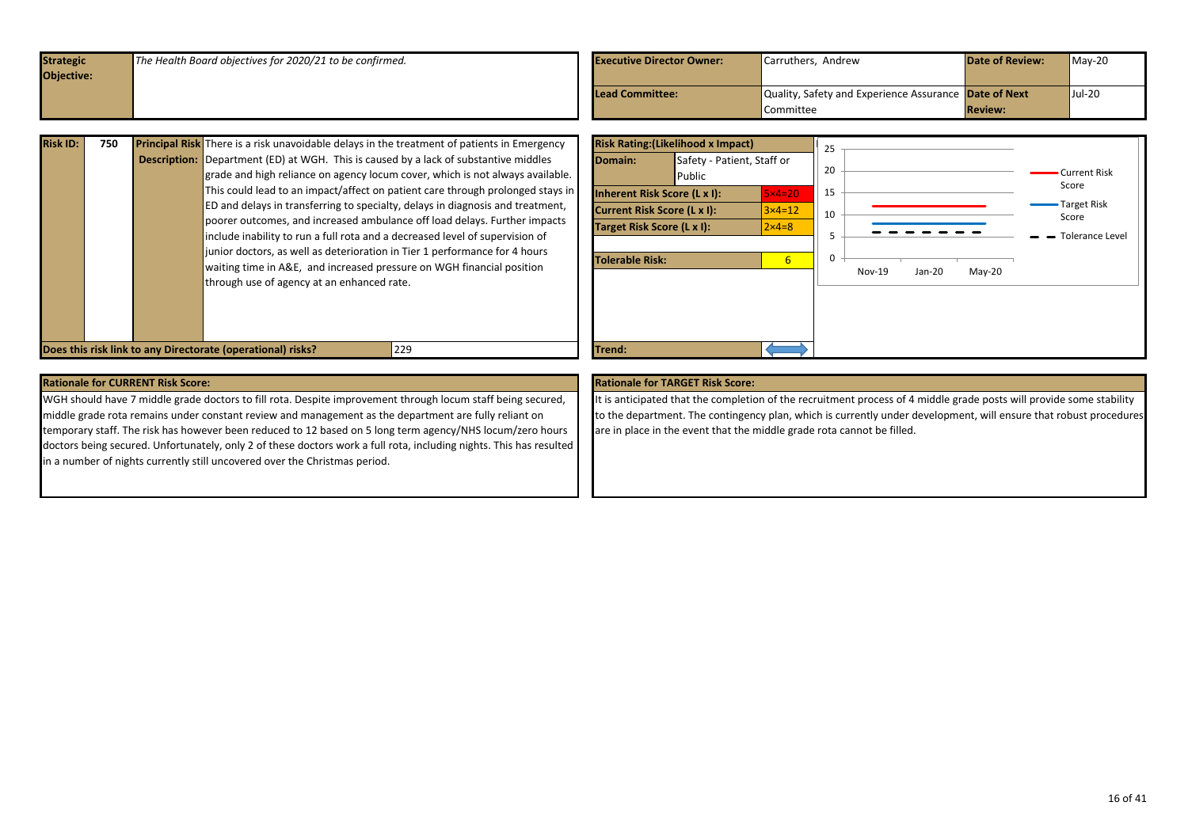| Strategic Objective: | *The Health Board objectives for 2020/21 to be confirmed.* | Executive Director Owner: | Carruthers, Andrew | Date of Review: | May-20 |
|---|---|---|---|---|---|
| | | Lead Committee: | Quality, Safety and Experience Assurance Committee | Date of Next Review: | Jul-20 |

| Risk ID: | 750 | Principal Risk Description: | There is a risk unavoidable delays in the treatment of patients in Emergency Department (ED) at WGH. This is caused by a lack of substantive middles grade and high reliance on agency locum cover, which is not always available. This could lead to an impact/affect on patient care through prolonged stays in ED and delays in transferring to specialty, delays in diagnosis and treatment, poorer outcomes, and increased ambulance off load delays. Further impacts include inability to run a full rota and a decreased level of supervision of junior doctors, as well as deterioration in Tier 1 performance for 4 hours waiting time in A&E, and increased pressure on WGH financial position through use of agency at an enhanced rate. |
|---|---|---|---|
| **Does this risk link to any Directorate (operational) risks?** | | | 229 |

| Risk Rating:(Likelihood x Impact) | | |
|---|---|---|
| Domain: | Safety - Patient, Staff or Public | |
| Inherent Risk Score (L x I): | | 5×4=20 |
| Current Risk Score (L x I): | | 3×4=12 |
| Target Risk Score (L x I): | | 2×4=8 |
| Tolerable Risk: | | 6 |
| Trend: | | ⬌ |

## Rationale for CURRENT Risk Score:

WGH should have 7 middle grade doctors to fill rota. Despite improvement through locum staff being secured, middle grade rota remains under constant review and management as the department are fully reliant on temporary staff. The risk has however been reduced to 12 based on 5 long term agency/NHS locum/zero hours doctors being secured. Unfortunately, only 2 of these doctors work a full rota, including nights. This has resulted in a number of nights currently still uncovered over the Christmas period.

## Rationale for TARGET Risk Score:

It is anticipated that the completion of the recruitment process of 4 middle grade posts will provide some stability to the department. The contingency plan, which is currently under development, will ensure that robust procedures are in place in the event that the middle grade rota cannot be filled.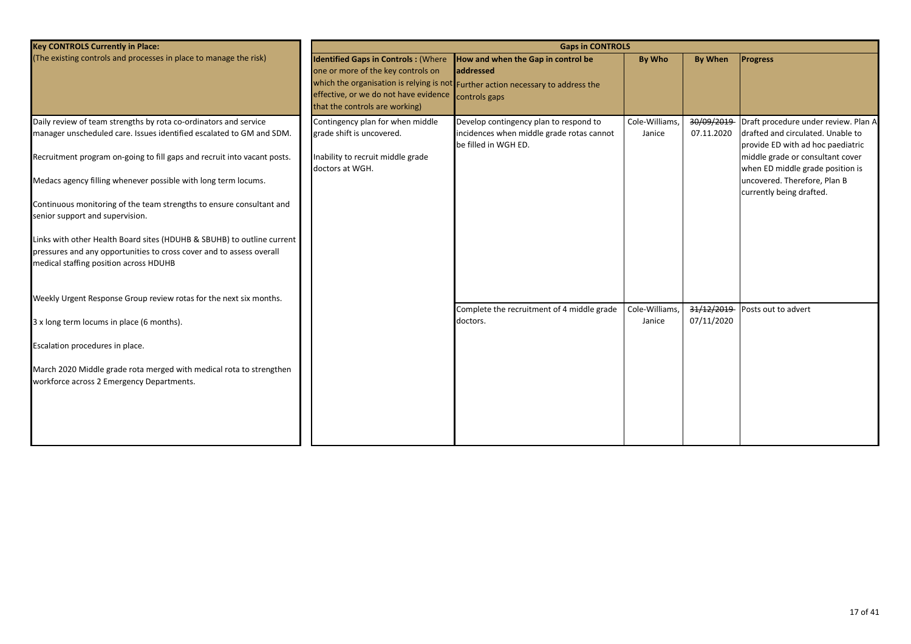| Key CONTROLS Currently in Place: | Gaps in CONTROLS | | | | |
|---|---|---|---|---|---|
| (The existing controls and processes in place to manage the risk) | **Identified Gaps in Controls :** (Where one or more of the key controls on which the organisation is relying is not effective, or we do not have evidence that the controls are working) | **How and when the Gap in control be addressed** Further action necessary to address the controls gaps | **By Who** | **By When** | **Progress** |
| Daily review of team strengths by rota co-ordinators and service manager unscheduled care. Issues identified escalated to GM and SDM.<br><br>Recruitment program on-going to fill gaps and recruit into vacant posts.<br><br>Medacs agency filling whenever possible with long term locums.<br><br>Continuous monitoring of the team strengths to ensure consultant and senior support and supervision.<br><br>Links with other Health Board sites (HDUHB & SBUHB) to outline current pressures and any opportunities to cross cover and to assess overall medical staffing position across HDUHB<br><br>Weekly Urgent Response Group review rotas for the next six months.<br><br>3 x long term locums in place (6 months).<br><br>Escalation procedures in place.<br><br>March 2020 Middle grade rota merged with medical rota to strengthen workforce across 2 Emergency Departments. | Contingency plan for when middle grade shift is uncovered.<br><br>Inability to recruit middle grade doctors at WGH. | Develop contingency plan to respond to incidences when middle grade rotas cannot be filled in WGH ED. | Cole-Williams, Janice | ~~30/09/2019~~ 07.11.2020 | Draft procedure under review. Plan A drafted and circulated. Unable to provide ED with ad hoc paediatric middle grade or consultant cover when ED middle grade position is uncovered. Therefore, Plan B currently being drafted. |
| | | Complete the recruitment of 4 middle grade doctors. | Cole-Williams, Janice | ~~31/12/2019~~ 07/11/2020 | Posts out to advert |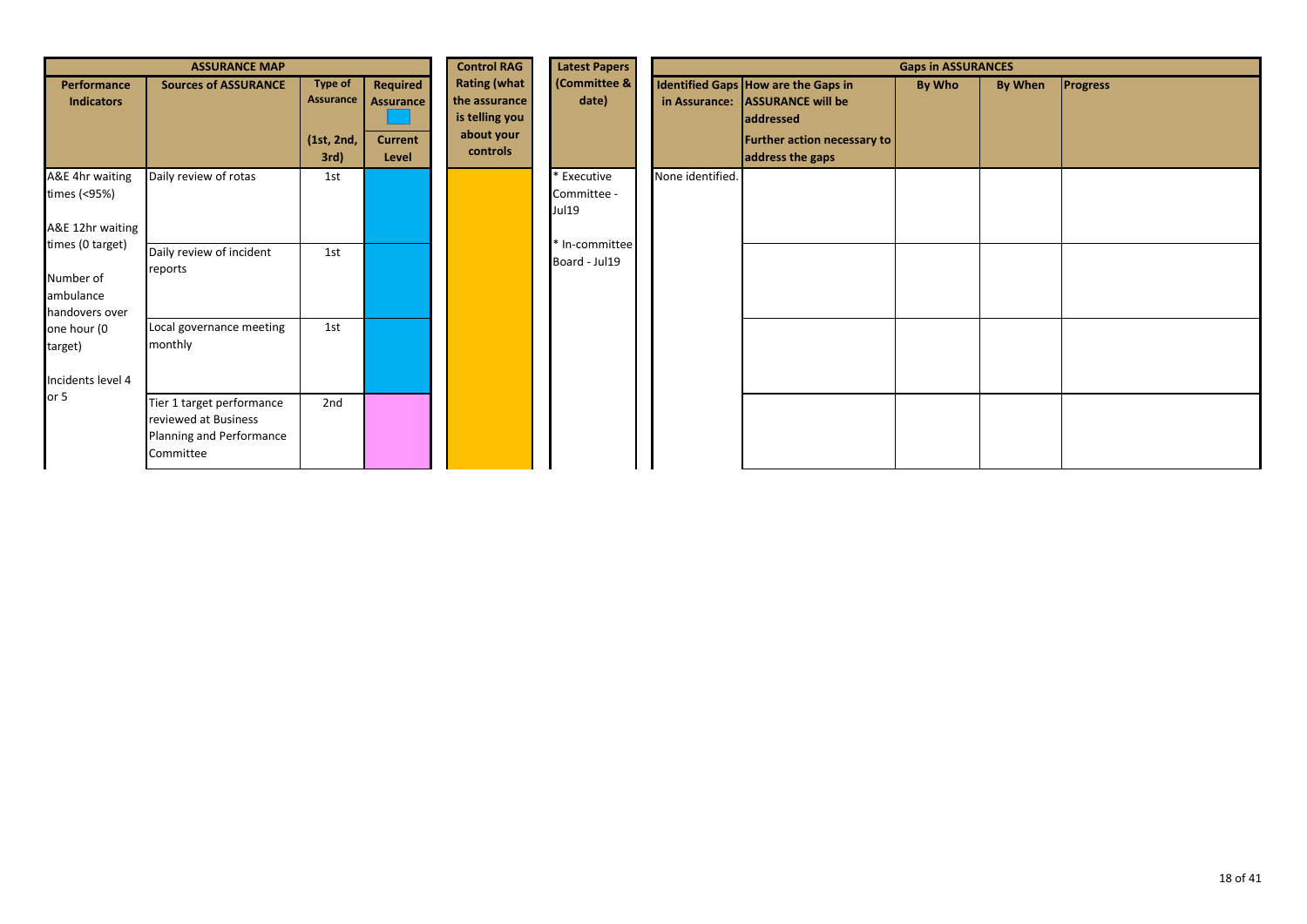| ASSURANCE MAP | | | | Control RAG | Latest Papers | Gaps in ASSURANCES | | | | |
|---|---|---|---|---|---|---|---|---|---|---|
| Performance Indicators | Sources of ASSURANCE | Type of Assurance (1st, 2nd, 3rd) | Required Assurance / Current Level | Rating (what the assurance is telling you about your controls | (Committee & date) | Identified Gaps in Assurance: | How are the Gaps in ASSURANCE will be addressed / Further action necessary to address the gaps | By Who | By When | Progress |
| A&E 4hr waiting times (<95%)<br><br>A&E 12hr waiting times (0 target)<br><br>Number of ambulance handovers over one hour (0 target)<br><br>Incidents level 4 or 5 | Daily review of rotas | 1st | | | * Executive Committee - Jul19<br><br>* In-committee Board - Jul19 | None identified. | | | | |
| | Daily review of incident reports | 1st | | | | | | | | |
| | Local governance meeting monthly | 1st | | | | | | | | |
| | Tier 1 target performance reviewed at Business Planning and Performance Committee | 2nd | | | | | | | | |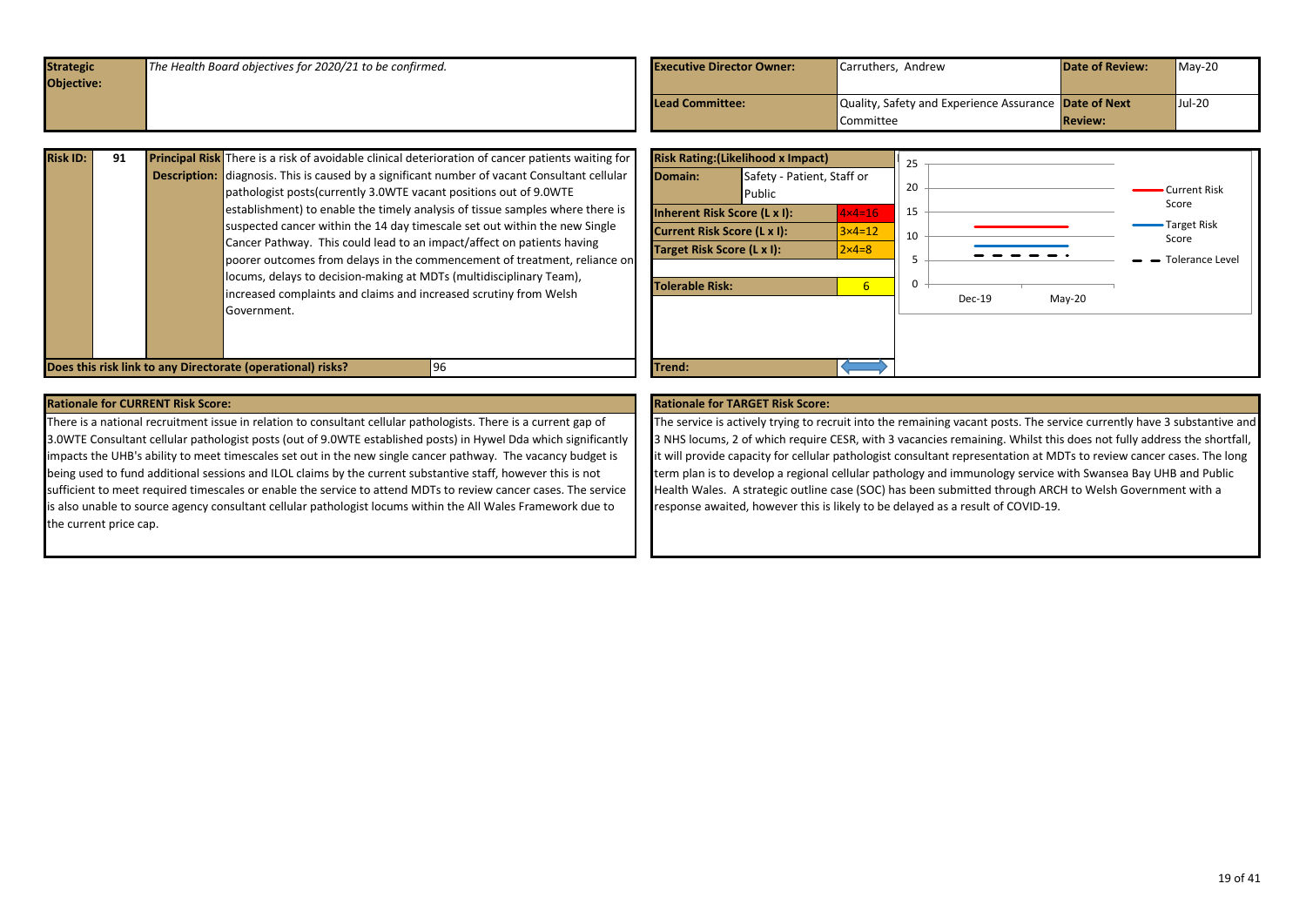| **Strategic Objective:** | *The Health Board objectives for 2020/21 to be confirmed.* | **Executive Director Owner:** | Carruthers, Andrew | **Date of Review:** | May-20 |
|---|---|---|---|---|---|
| | | **Lead Committee:** | Quality, Safety and Experience Assurance Committee | **Date of Next Review:** | Jul-20 |

| **Risk ID:** | **91** | **Principal Risk Description:** | There is a risk of avoidable clinical deterioration of cancer patients waiting for diagnosis. This is caused by a significant number of vacant Consultant cellular pathologist posts(currently 3.0WTE vacant positions out of 9.0WTE establishment) to enable the timely analysis of tissue samples where there is suspected cancer within the 14 day timescale set out within the new Single Cancer Pathway. This could lead to an impact/affect on patients having poorer outcomes from delays in the commencement of treatment, reliance on locums, delays to decision-making at MDTs (multidisciplinary Team), increased complaints and claims and increased scrutiny from Welsh Government. |
|---|---|---|---|
| **Does this risk link to any Directorate (operational) risks?** | | | 96 |

| **Risk Rating:(Likelihood x Impact)** | | |
|---|---|---|
| **Domain:** | Safety - Patient, Staff or Public | |
| **Inherent Risk Score (L x I):** | | 4×4=16 |
| **Current Risk Score (L x I):** | | 3×4=12 |
| **Target Risk Score (L x I):** | | 2×4=8 |
| **Tolerable Risk:** | | 6 |
| **Trend:** | | ⟷ |

Chart: Current Risk Score, Target Risk Score, Tolerance Level (Dec-19 to May-20; scale 0–25)

## Rationale for CURRENT Risk Score:

There is a national recruitment issue in relation to consultant cellular pathologists. There is a current gap of 3.0WTE Consultant cellular pathologist posts (out of 9.0WTE established posts) in Hywel Dda which significantly impacts the UHB's ability to meet timescales set out in the new single cancer pathway. The vacancy budget is being used to fund additional sessions and ILOL claims by the current substantive staff, however this is not sufficient to meet required timescales or enable the service to attend MDTs to review cancer cases. The service is also unable to source agency consultant cellular pathologist locums within the All Wales Framework due to the current price cap.

## Rationale for TARGET Risk Score:

The service is actively trying to recruit into the remaining vacant posts. The service currently have 3 substantive and 3 NHS locums, 2 of which require CESR, with 3 vacancies remaining. Whilst this does not fully address the shortfall, it will provide capacity for cellular pathologist consultant representation at MDTs to review cancer cases. The long term plan is to develop a regional cellular pathology and immunology service with Swansea Bay UHB and Public Health Wales. A strategic outline case (SOC) has been submitted through ARCH to Welsh Government with a response awaited, however this is likely to be delayed as a result of COVID-19.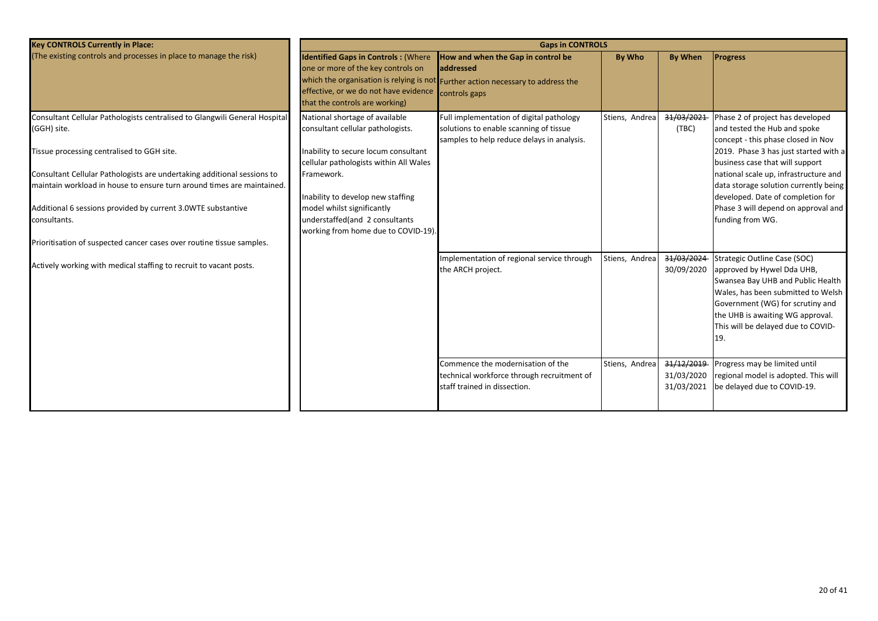| **Key CONTROLS Currently in Place:** | **Gaps in CONTROLS** | | | | |
|---|---|---|---|---|---|
| (The existing controls and processes in place to manage the risk) | **Identified Gaps in Controls : (Where one or more of the key controls on which the organisation is relying is not effective, or we do not have evidence that the controls are working)** | **How and when the Gap in control be addressed** Further action necessary to address the controls gaps | **By Who** | **By When** | **Progress** |
| Consultant Cellular Pathologists centralised to Glangwili General Hospital (GGH) site.<br><br>Tissue processing centralised to GGH site.<br><br>Consultant Cellular Pathologists are undertaking additional sessions to maintain workload in house to ensure turn around times are maintained.<br><br>Additional 6 sessions provided by current 3.0WTE substantive consultants.<br><br>Prioritisation of suspected cancer cases over routine tissue samples.<br><br>Actively working with medical staffing to recruit to vacant posts. | National shortage of available consultant cellular pathologists.<br><br>Inability to secure locum consultant cellular pathologists within All Wales Framework.<br><br>Inability to develop new staffing model whilst significantly understaffed(and 2 consultants working from home due to COVID-19). | Full implementation of digital pathology solutions to enable scanning of tissue samples to help reduce delays in analysis. | Stiens, Andrea | ~~31/03/2021~~ (TBC) | Phase 2 of project has developed and tested the Hub and spoke concept - this phase closed in Nov 2019. Phase 3 has just started with a business case that will support national scale up, infrastructure and data storage solution currently being developed. Date of completion for Phase 3 will depend on approval and funding from WG. |
| | | Implementation of regional service through the ARCH project. | Stiens, Andrea | ~~31/03/2024~~ 30/09/2020 | Strategic Outline Case (SOC) approved by Hywel Dda UHB, Swansea Bay UHB and Public Health Wales, has been submitted to Welsh Government (WG) for scrutiny and the UHB is awaiting WG approval. This will be delayed due to COVID-19. |
| | | Commence the modernisation of the technical workforce through recruitment of staff trained in dissection. | Stiens, Andrea | ~~31/12/2019~~ 31/03/2020 31/03/2021 | Progress may be limited until regional model is adopted. This will be delayed due to COVID-19. |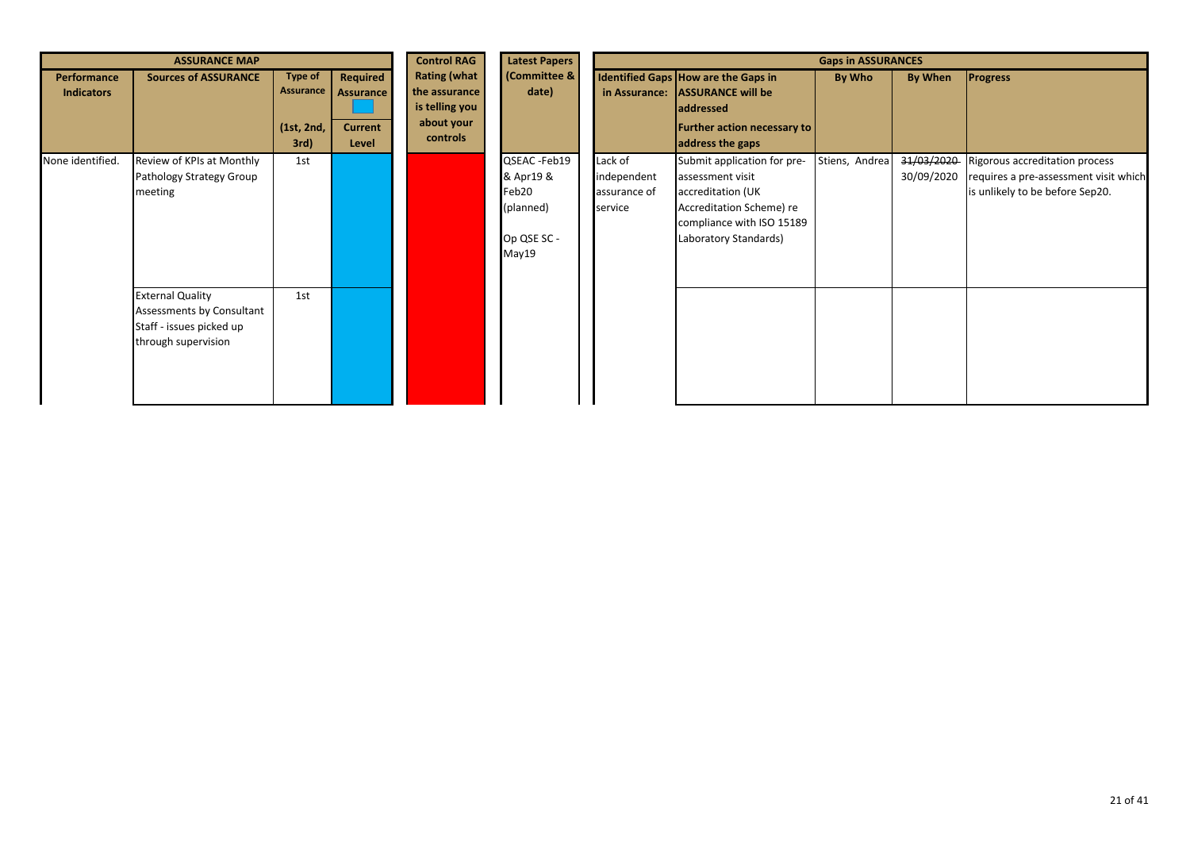| ASSURANCE MAP | | | | Control RAG | Latest Papers | Gaps in ASSURANCES | | | | |
|---|---|---|---|---|---|---|---|---|---|---|
| Performance Indicators | Sources of ASSURANCE | Type of Assurance (1st, 2nd, 3rd) | Required Assurance / Current Level | Rating (what the assurance is telling you about your controls | (Committee & date) | Identified Gaps in Assurance: | How are the Gaps in ASSURANCE will be addressed / Further action necessary to address the gaps | By Who | By When | Progress |
| None identified. | Review of KPIs at Monthly Pathology Strategy Group meeting | 1st | | | QSEAC -Feb19 & Apr19 & Feb20 (planned)<br><br>Op QSE SC - May19 | Lack of independent assurance of service | Submit application for pre-assessment visit accreditation (UK Accreditation Scheme) re compliance with ISO 15189 Laboratory Standards) | Stiens, Andrea | ~~31/03/2020~~ 30/09/2020 | Rigorous accreditation process requires a pre-assessment visit which is unlikely to be before Sep20. |
| | External Quality Assessments by Consultant Staff - issues picked up through supervision | 1st | | | | | | | | |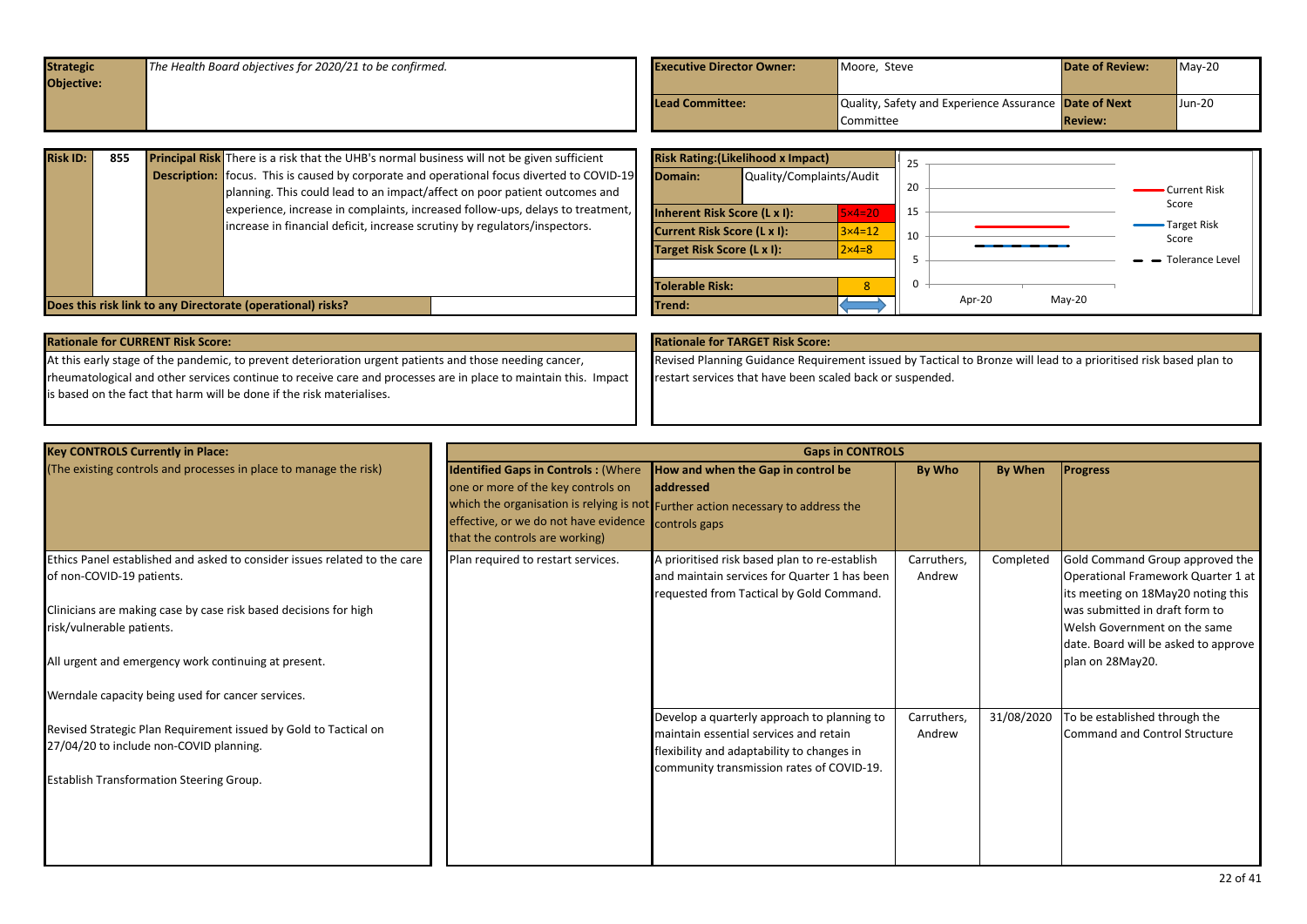| Strategic Objective: | *The Health Board objectives for 2020/21 to be confirmed.* | Executive Director Owner: | Moore, Steve | Date of Review: | May-20 |
|---|---|---|---|---|---|
| | | Lead Committee: | Quality, Safety and Experience Assurance Committee | Date of Next Review: | Jun-20 |

| Risk ID: | 855 | Principal Risk Description: | There is a risk that the UHB's normal business will not be given sufficient focus. This is caused by corporate and operational focus diverted to COVID-19 planning. This could lead to an impact/affect on poor patient outcomes and experience, increase in complaints, increased follow-ups, delays to treatment, increase in financial deficit, increase scrutiny by regulators/inspectors. |
|---|---|---|---|
| Does this risk link to any Directorate (operational) risks? | | | |

| Risk Rating:(Likelihood x Impact) | |
|---|---|
| Domain: | Quality/Complaints/Audit |
| Inherent Risk Score (L x I): | 5×4=20 |
| Current Risk Score (L x I): | 3×4=12 |
| Target Risk Score (L x I): | 2×4=8 |
| Tolerable Risk: | 8 |
| Trend: | ↔ |

Chart (Apr-20, May-20): Current Risk Score, Target Risk Score, Tolerance Level

**Rationale for CURRENT Risk Score:**

At this early stage of the pandemic, to prevent deterioration urgent patients and those needing cancer, rheumatological and other services continue to receive care and processes are in place to maintain this. Impact is based on the fact that harm will be done if the risk materialises.

**Rationale for TARGET Risk Score:**

Revised Planning Guidance Requirement issued by Tactical to Bronze will lead to a prioritised risk based plan to restart services that have been scaled back or suspended.

| Key CONTROLS Currently in Place: (The existing controls and processes in place to manage the risk) | Identified Gaps in Controls : (Where one or more of the key controls on which the organisation is relying is not effective, or we do not have evidence that the controls are working) | How and when the Gap in control be addressed Further action necessary to address the controls gaps | By Who | By When | Progress |
|---|---|---|---|---|---|
| Ethics Panel established and asked to consider issues related to the care of non-COVID-19 patients.<br><br>Clinicians are making case by case risk based decisions for high risk/vulnerable patients.<br><br>All urgent and emergency work continuing at present.<br><br>Werndale capacity being used for cancer services.<br><br>Revised Strategic Plan Requirement issued by Gold to Tactical on 27/04/20 to include non-COVID planning.<br><br>Establish Transformation Steering Group. | Plan required to restart services. | A prioritised risk based plan to re-establish and maintain services for Quarter 1 has been requested from Tactical by Gold Command. | Carruthers, Andrew | Completed | Gold Command Group approved the Operational Framework Quarter 1 at its meeting on 18May20 noting this was submitted in draft form to Welsh Government on the same date. Board will be asked to approve plan on 28May20. |
| | | Develop a quarterly approach to planning to maintain essential services and retain flexibility and adaptability to changes in community transmission rates of COVID-19. | Carruthers, Andrew | 31/08/2020 | To be established through the Command and Control Structure |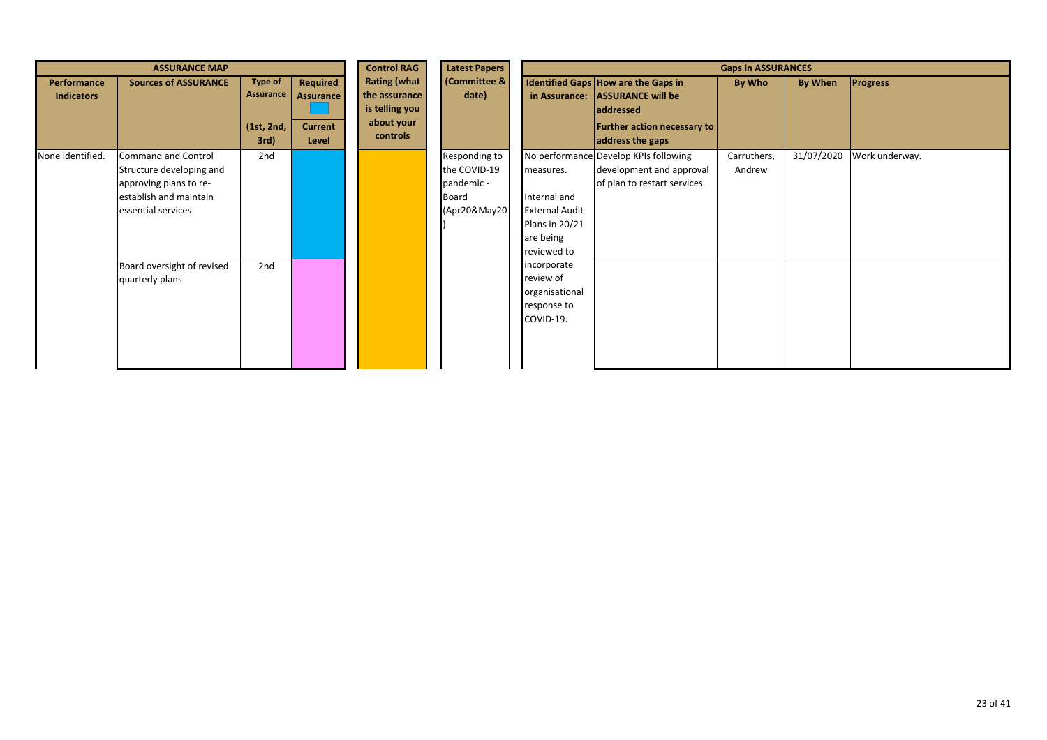| ASSURANCE MAP | | | | Control RAG | Latest Papers | Gaps in ASSURANCES | | | | |
|---|---|---|---|---|---|---|---|---|---|---|
| Performance Indicators | Sources of ASSURANCE | Type of Assurance (1st, 2nd, 3rd) | Required Assurance / Current Level | Rating (what the assurance is telling you about your controls | (Committee & date) | Identified Gaps in Assurance: | How are the Gaps in ASSURANCE will be addressed Further action necessary to address the gaps | By Who | By When | Progress |
| None identified. | Command and Control Structure developing and approving plans to re-establish and maintain essential services | 2nd | | | Responding to the COVID-19 pandemic - Board (Apr20&May20) | No performance measures. Internal and External Audit Plans in 20/21 are being reviewed to incorporate review of organisational response to COVID-19. | Develop KPIs following development and approval of plan to restart services. | Carruthers, Andrew | 31/07/2020 | Work underway. |
| | Board oversight of revised quarterly plans | 2nd | | | | | | | | |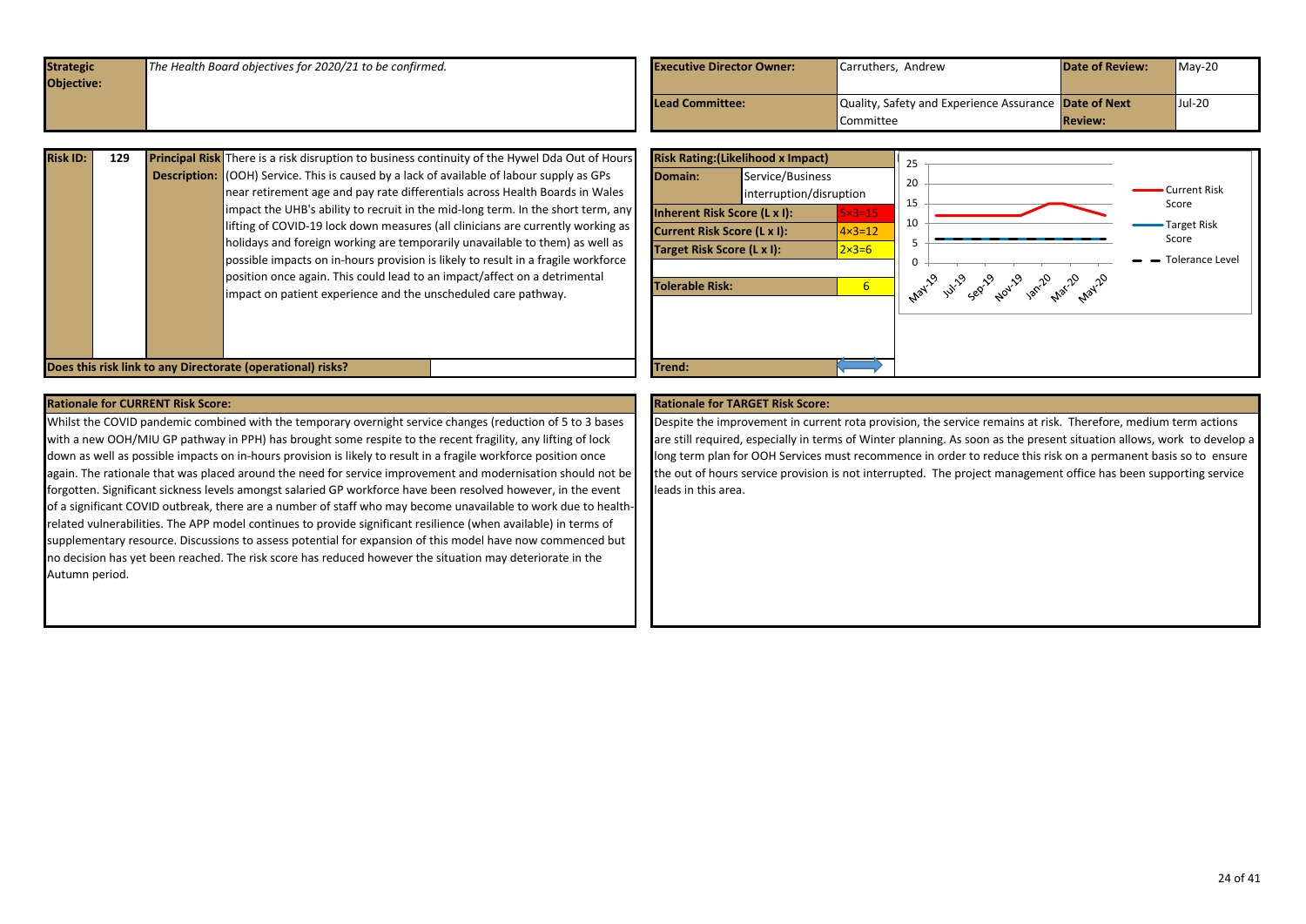| Strategic Objective: | *The Health Board objectives for 2020/21 to be confirmed.* | Executive Director Owner: | Carruthers, Andrew | Date of Review: | May-20 |
|---|---|---|---|---|---|
| | | Lead Committee: | Quality, Safety and Experience Assurance Committee | Date of Next Review: | Jul-20 |

| Risk ID: | 129 | Principal Risk Description: | There is a risk disruption to business continuity of the Hywel Dda Out of Hours (OOH) Service. This is caused by a lack of available of labour supply as GPs near retirement age and pay rate differentials across Health Boards in Wales impact the UHB's ability to recruit in the mid-long term. In the short term, any lifting of COVID-19 lock down measures (all clinicians are currently working as holidays and foreign working are temporarily unavailable to them) as well as possible impacts on in-hours provision is likely to result in a fragile workforce position once again. This could lead to an impact/affect on a detrimental impact on patient experience and the unscheduled care pathway. |
|---|---|---|---|

**Risk Rating: (Likelihood x Impact)**

| | | |
|---|---|---|
| Domain: | Service/Business interruption/disruption | |
| Inherent Risk Score (L x I): | | 5×3=15 |
| Current Risk Score (L x I): | | 4×3=12 |
| Target Risk Score (L x I): | | 2×3=6 |
| Tolerable Risk: | | 6 |
| Trend: | | ↔ |

Chart (May-19 to May-20): Current Risk Score, Target Risk Score, Tolerance Level.

**Does this risk link to any Directorate (operational) risks?**

### Rationale for CURRENT Risk Score:

Whilst the COVID pandemic combined with the temporary overnight service changes (reduction of 5 to 3 bases with a new OOH/MIU GP pathway in PPH) has brought some respite to the recent fragility, any lifting of lock down as well as possible impacts on in-hours provision is likely to result in a fragile workforce position once again. The rationale that was placed around the need for service improvement and modernisation should not be forgotten. Significant sickness levels amongst salaried GP workforce have been resolved however, in the event of a significant COVID outbreak, there are a number of staff who may become unavailable to work due to health-related vulnerabilities. The APP model continues to provide significant resilience (when available) in terms of supplementary resource. Discussions to assess potential for expansion of this model have now commenced but no decision has yet been reached. The risk score has reduced however the situation may deteriorate in the Autumn period.

### Rationale for TARGET Risk Score:

Despite the improvement in current rota provision, the service remains at risk. Therefore, medium term actions are still required, especially in terms of Winter planning. As soon as the present situation allows, work to develop a long term plan for OOH Services must recommence in order to reduce this risk on a permanent basis so to ensure the out of hours service provision is not interrupted. The project management office has been supporting service leads in this area.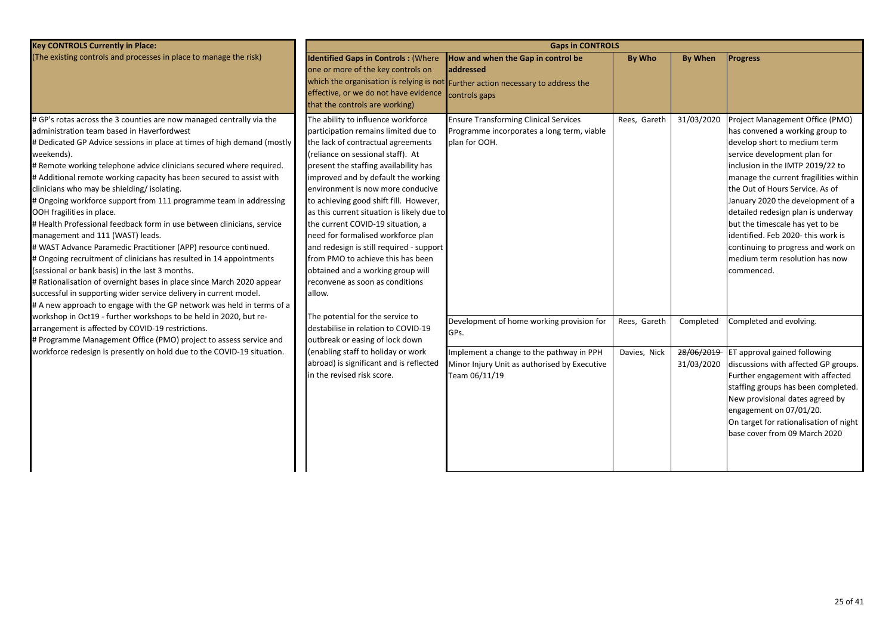| Key CONTROLS Currently in Place: (The existing controls and processes in place to manage the risk) | Gaps in CONTROLS | | | | |
|---|---|---|---|---|---|
| | Identified Gaps in Controls : (Where one or more of the key controls on which the organisation is relying is not effective, or we do not have evidence that the controls are working) | How and when the Gap in control be addressed Further action necessary to address the controls gaps | By Who | By When | Progress |
| # GP's rotas across the 3 counties are now managed centrally via the administration team based in Haverfordwest<br># Dedicated GP Advice sessions in place at times of high demand (mostly weekends).<br># Remote working telephone advice clinicians secured where required.<br># Additional remote working capacity has been secured to assist with clinicians who may be shielding/ isolating.<br># Ongoing workforce support from 111 programme team in addressing OOH fragilities in place.<br># Health Professional feedback form in use between clinicians, service management and 111 (WAST) leads.<br># WAST Advance Paramedic Practitioner (APP) resource continued.<br># Ongoing recruitment of clinicians has resulted in 14 appointments (sessional or bank basis) in the last 3 months.<br># Rationalisation of overnight bases in place since March 2020 appear successful in supporting wider service delivery in current model.<br># A new approach to engage with the GP network was held in terms of a workshop in Oct19 - further workshops to be held in 2020, but re-arrangement is affected by COVID-19 restrictions.<br># Programme Management Office (PMO) project to assess service and workforce redesign is presently on hold due to the COVID-19 situation. | The ability to influence workforce participation remains limited due to the lack of contractual agreements (reliance on sessional staff). At present the staffing availability has improved and by default the working environment is now more conducive to achieving good shift fill. However, as this current situation is likely due to the current COVID-19 situation, a need for formalised workforce plan and redesign is still required - support from PMO to achieve this has been obtained and a working group will reconvene as soon as conditions allow.<br><br>The potential for the service to destabilise in relation to COVID-19 outbreak or easing of lock down (enabling staff to holiday or work abroad) is significant and is reflected in the revised risk score. | Ensure Transforming Clinical Services Programme incorporates a long term, viable plan for OOH. | Rees, Gareth | 31/03/2020 | Project Management Office (PMO) has convened a working group to develop short to medium term service development plan for inclusion in the IMTP 2019/22 to manage the current fragilities within the Out of Hours Service. As of January 2020 the development of a detailed redesign plan is underway but the timescale has yet to be identified. Feb 2020- this work is continuing to progress and work on medium term resolution has now commenced. |
| | | Development of home working provision for GPs. | Rees, Gareth | Completed | Completed and evolving. |
| | | Implement a change to the pathway in PPH Minor Injury Unit as authorised by Executive Team 06/11/19 | Davies, Nick | ~~28/06/2019~~ 31/03/2020 | ET approval gained following discussions with affected GP groups. Further engagement with affected staffing groups has been completed. New provisional dates agreed by engagement on 07/01/20. On target for rationalisation of night base cover from 09 March 2020 |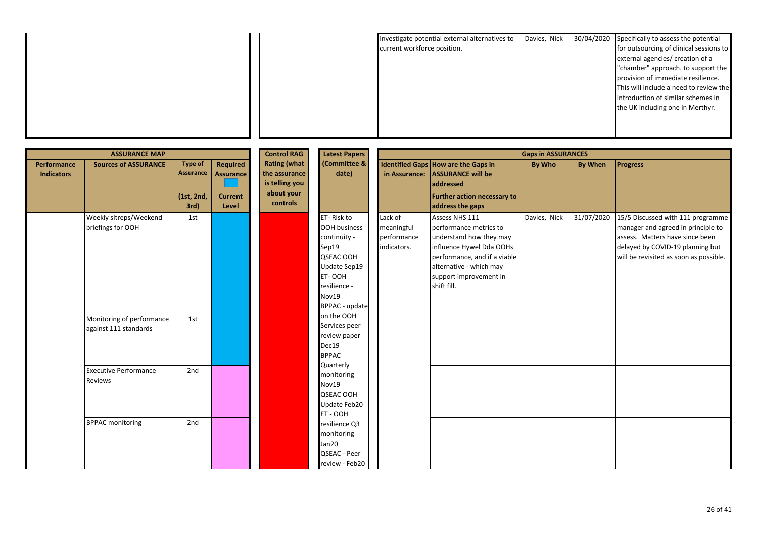| | | | |
|---|---|---|---|
| Investigate potential external alternatives to current workforce position. | Davies, Nick | 30/04/2020 | Specifically to assess the potential for outsourcing of clinical sessions to external agencies/ creation of a "chamber" approach. to support the provision of immediate resilience. This will include a need to review the introduction of similar schemes in the UK including one in Merthyr. |

| ASSURANCE MAP | | | | Control RAG | Latest Papers | Gaps in ASSURANCES | | | | |
|---|---|---|---|---|---|---|---|---|---|---|
| Performance Indicators | Sources of ASSURANCE | Type of Assurance (1st, 2nd, 3rd) | Required Assurance / Current Level | Rating (what the assurance is telling you about your controls | (Committee & date) | Identified Gaps in Assurance: | How are the Gaps in ASSURANCE will be addressed Further action necessary to address the gaps | By Who | By When | Progress |
| | Weekly sitreps/Weekend briefings for OOH | 1st | | | ET- Risk to OOH business continuity - Sep19 QSEAC OOH Update Sep19 ET- OOH resilience - Nov19 BPPAC - update on the OOH Services peer review paper Dec19 BPPAC Quarterly monitoring Nov19 QSEAC OOH Update Feb20 ET - OOH resilience Q3 monitoring Jan20 QSEAC - Peer review - Feb20 | Lack of meaningful performance indicators. | Assess NHS 111 performance metrics to understand how they may influence Hywel Dda OOHs performance, and if a viable alternative - which may support improvement in shift fill. | Davies, Nick | 31/07/2020 | 15/5 Discussed with 111 programme manager and agreed in principle to assess. Matters have since been delayed by COVID-19 planning but will be revisited as soon as possible. |
| | Monitoring of performance against 111 standards | 1st | | | | | | | | |
| | Executive Performance Reviews | 2nd | | | | | | | | |
| | BPPAC monitoring | 2nd | | | | | | | | |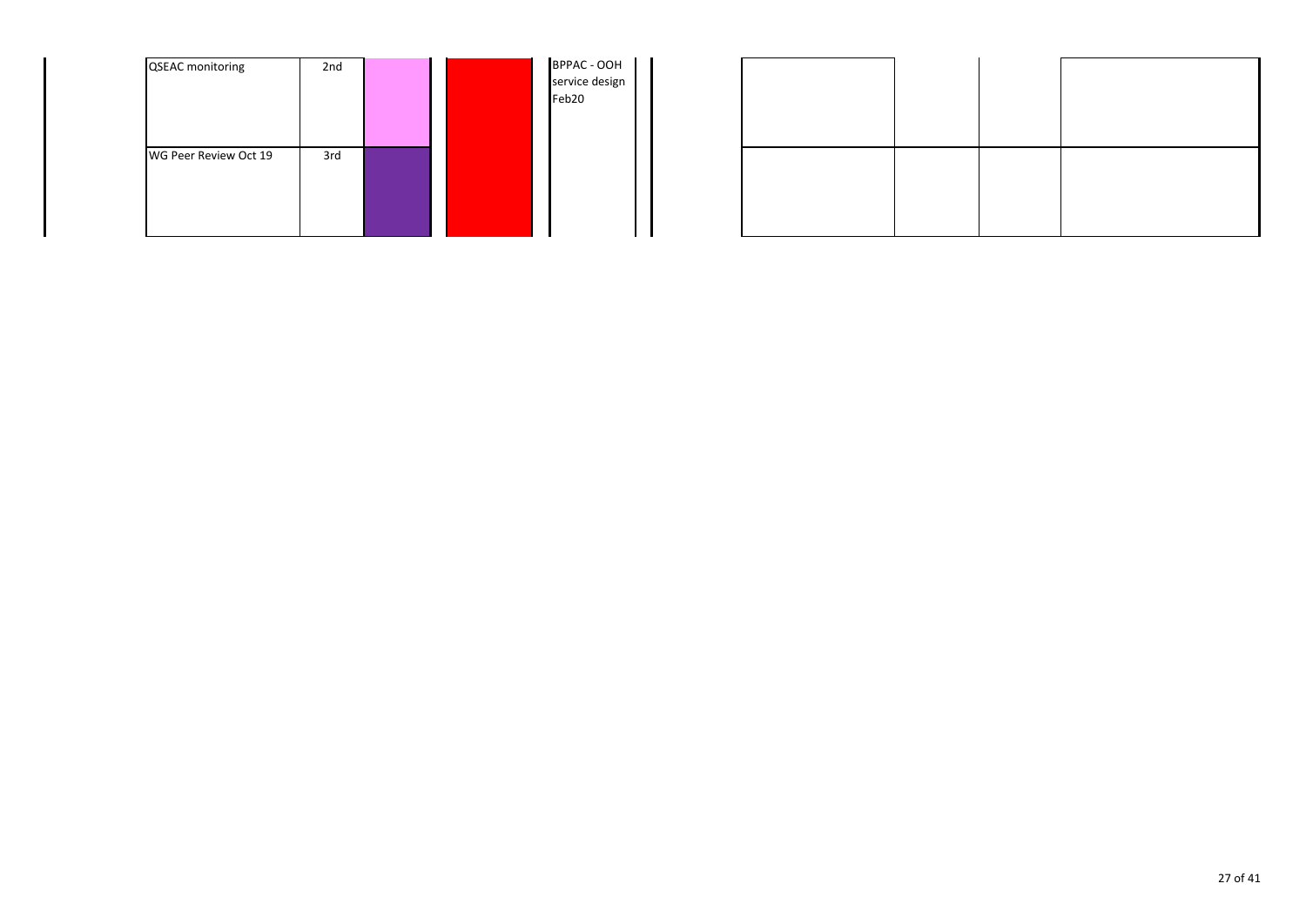| | | | | | | | | |
|---|---|---|---|---|---|---|---|---|
| QSEAC monitoring | 2nd | | | BPPAC - OOH service design Feb20 | | | | |
| WG Peer Review Oct 19 | 3rd | | | | | | | |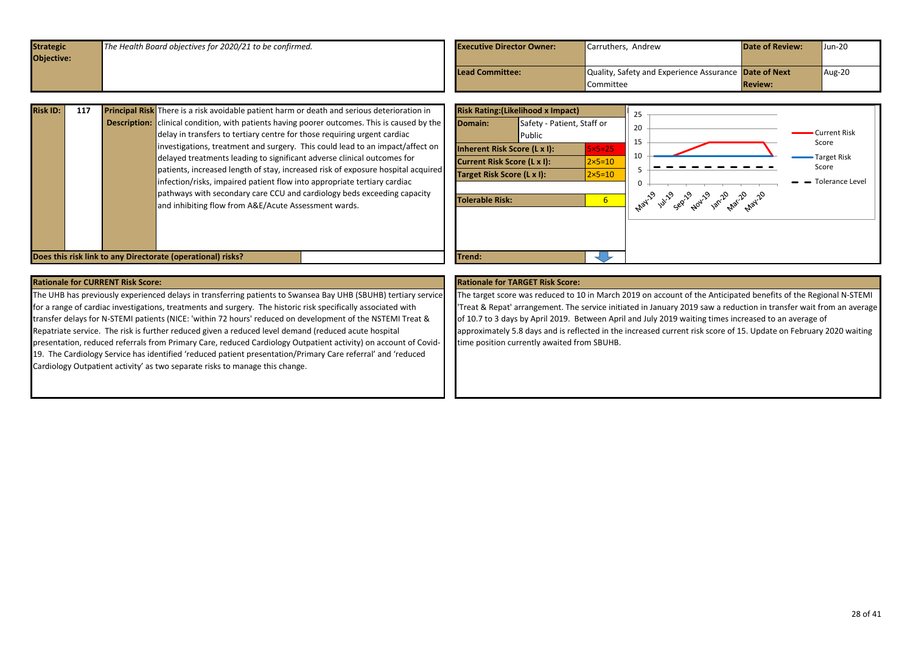| **Strategic Objective:** | *The Health Board objectives for 2020/21 to be confirmed.* | **Executive Director Owner:** | Carruthers, Andrew | **Date of Review:** | Jun-20 |
|---|---|---|---|---|---|
| | | **Lead Committee:** | Quality, Safety and Experience Assurance Committee | **Date of Next Review:** | Aug-20 |

| **Risk ID:** | **117** |
|---|---|
| **Principal Risk Description:** | There is a risk avoidable patient harm or death and serious deterioration in clinical condition, with patients having poorer outcomes. This is caused by the delay in transfers to tertiary centre for those requiring urgent cardiac investigations, treatment and surgery. This could lead to an impact/affect on delayed treatments leading to significant adverse clinical outcomes for patients, increased length of stay, increased risk of exposure hospital acquired infection/risks, impaired patient flow into appropriate tertiary cardiac pathways with secondary care CCU and cardiology beds exceeding capacity and inhibiting flow from A&E/Acute Assessment wards. |
| **Does this risk link to any Directorate (operational) risks?** | |

| **Risk Rating:(Likelihood x Impact)** | | |
|---|---|---|
| **Domain:** | Safety - Patient, Staff or Public | |
| **Inherent Risk Score (L x I):** | | 5×5=25 |
| **Current Risk Score (L x I):** | | 2×5=10 |
| **Target Risk Score (L x I):** | | 2×5=10 |
| **Tolerable Risk:** | | 6 |
| **Trend:** | | ↓ |

Chart (May-19 to May-20): Current Risk Score, Target Risk Score, Tolerance Level.

**Rationale for CURRENT Risk Score:**

The UHB has previously experienced delays in transferring patients to Swansea Bay UHB (SBUHB) tertiary service for a range of cardiac investigations, treatments and surgery. The historic risk specifically associated with transfer delays for N-STEMI patients (NICE: 'within 72 hours' reduced on development of the NSTEMI Treat & Repatriate service. The risk is further reduced given a reduced level demand (reduced acute hospital presentation, reduced referrals from Primary Care, reduced Cardiology Outpatient activity) on account of Covid-19. The Cardiology Service has identified 'reduced patient presentation/Primary Care referral' and 'reduced Cardiology Outpatient activity' as two separate risks to manage this change.

**Rationale for TARGET Risk Score:**

The target score was reduced to 10 in March 2019 on account of the Anticipated benefits of the Regional N-STEMI 'Treat & Repat' arrangement. The service initiated in January 2019 saw a reduction in transfer wait from an average of 10.7 to 3 days by April 2019. Between April and July 2019 waiting times increased to an average of approximately 5.8 days and is reflected in the increased current risk score of 15. Update on February 2020 waiting time position currently awaited from SBUHB.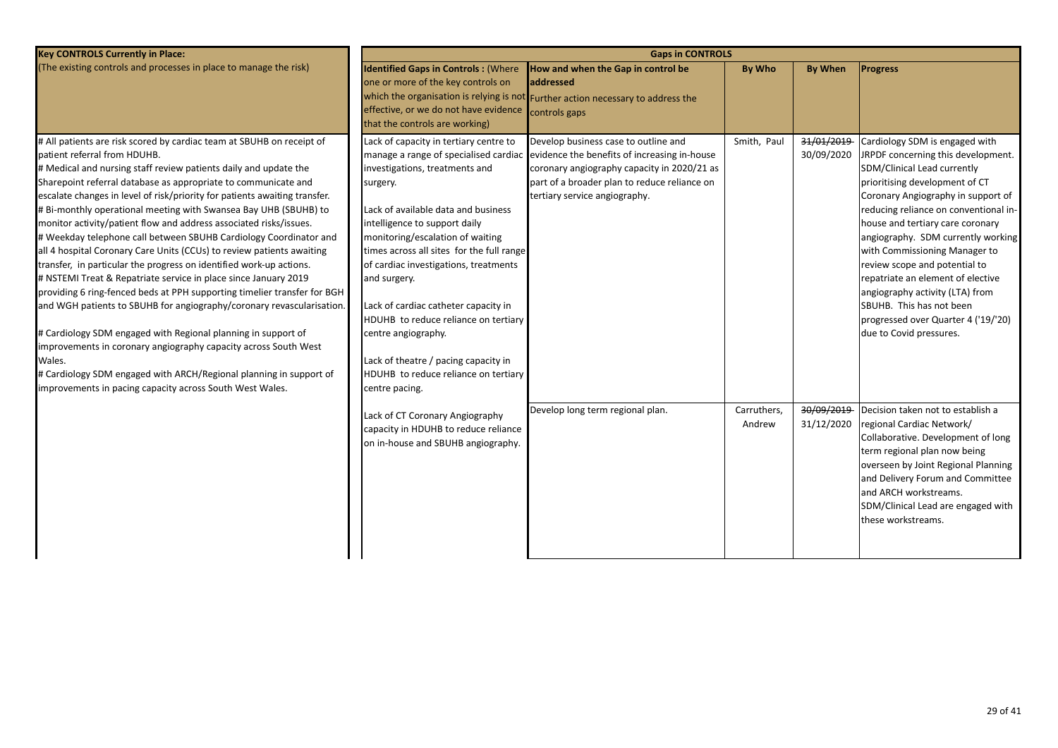| Key CONTROLS Currently in Place: | Gaps in CONTROLS | | | | |
|---|---|---|---|---|---|
| (The existing controls and processes in place to manage the risk) | **Identified Gaps in Controls : (Where one or more of the key controls on which the organisation is relying is not effective, or we do not have evidence that the controls are working)** | **How and when the Gap in control be addressed** Further action necessary to address the controls gaps | **By Who** | **By When** | **Progress** |
| # All patients are risk scored by cardiac team at SBUHB on receipt of patient referral from HDUHB.<br># Medical and nursing staff review patients daily and update the Sharepoint referral database as appropriate to communicate and escalate changes in level of risk/priority for patients awaiting transfer.<br># Bi-monthly operational meeting with Swansea Bay UHB (SBUHB) to monitor activity/patient flow and address associated risks/issues.<br># Weekday telephone call between SBUHB Cardiology Coordinator and all 4 hospital Coronary Care Units (CCUs) to review patients awaiting transfer, in particular the progress on identified work-up actions.<br># NSTEMI Treat & Repatriate service in place since January 2019 providing 6 ring-fenced beds at PPH supporting timelier transfer for BGH and WGH patients to SBUHB for angiography/coronary revascularisation.<br><br># Cardiology SDM engaged with Regional planning in support of improvements in coronary angiography capacity across South West Wales.<br># Cardiology SDM engaged with ARCH/Regional planning in support of improvements in pacing capacity across South West Wales. | Lack of capacity in tertiary centre to manage a range of specialised cardiac investigations, treatments and surgery.<br><br>Lack of available data and business intelligence to support daily monitoring/escalation of waiting times across all sites for the full range of cardiac investigations, treatments and surgery.<br><br>Lack of cardiac catheter capacity in HDUHB to reduce reliance on tertiary centre angiography.<br><br>Lack of theatre / pacing capacity in HDUHB to reduce reliance on tertiary centre pacing. | Develop business case to outline and evidence the benefits of increasing in-house coronary angiography capacity in 2020/21 as part of a broader plan to reduce reliance on tertiary service angiography. | Smith, Paul | ~~31/01/2019~~ 30/09/2020 | Cardiology SDM is engaged with JRPDF concerning this development. SDM/Clinical Lead currently prioritising development of CT Coronary Angiography in support of reducing reliance on conventional in-house and tertiary care coronary angiography. SDM currently working with Commissioning Manager to review scope and potential to repatriate an element of elective angiography activity (LTA) from SBUHB. This has not been progressed over Quarter 4 ('19/'20) due to Covid pressures. |
| | Lack of CT Coronary Angiography capacity in HDUHB to reduce reliance on in-house and SBUHB angiography. | Develop long term regional plan. | Carruthers, Andrew | ~~30/09/2019~~ 31/12/2020 | Decision taken not to establish a regional Cardiac Network/ Collaborative. Development of long term regional plan now being overseen by Joint Regional Planning and Delivery Forum and Committee and ARCH workstreams. SDM/Clinical Lead are engaged with these workstreams. |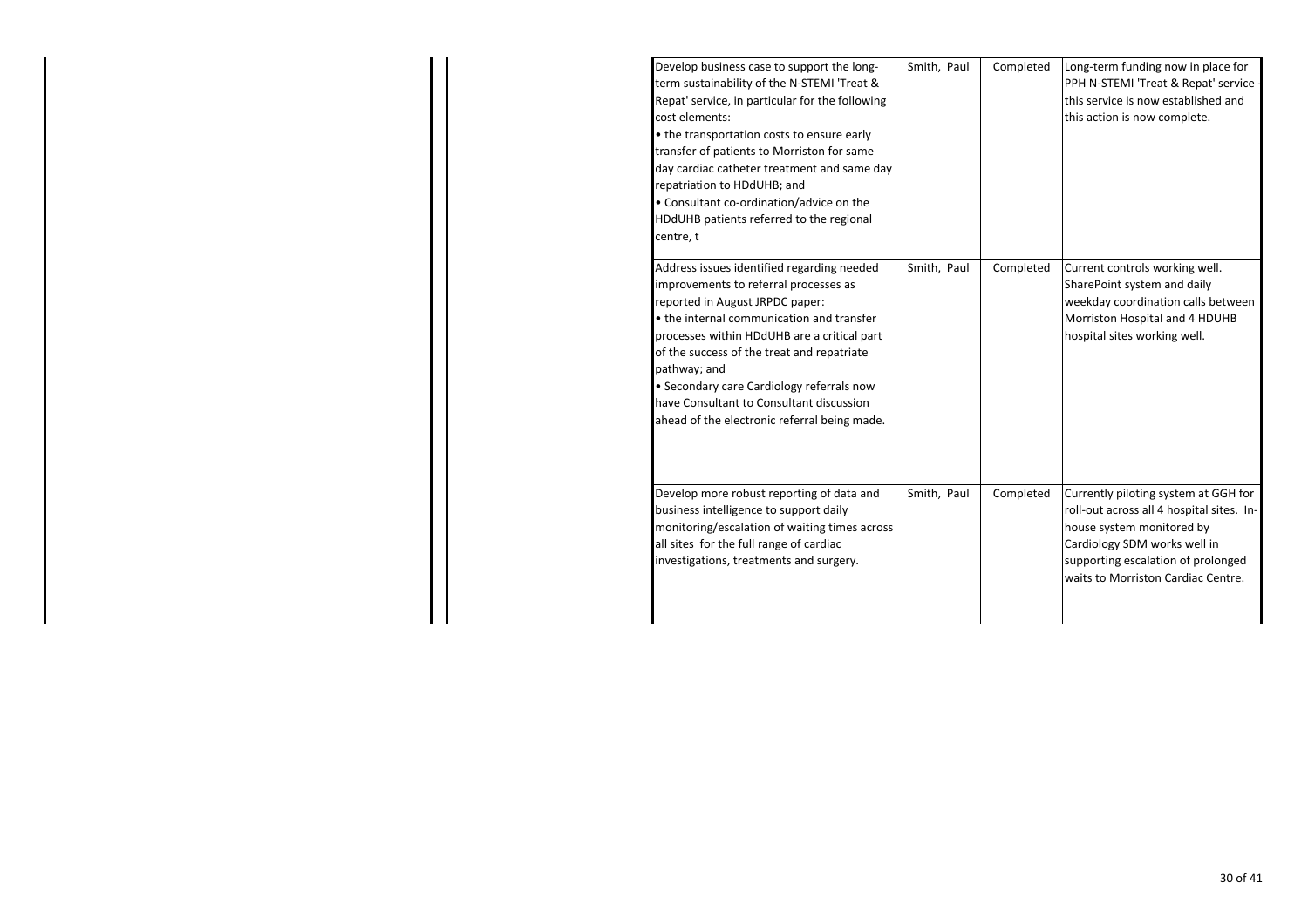| | | | | | |
|---|---|---|---|---|---|
| | | Develop business case to support the long-term sustainability of the N-STEMI 'Treat & Repat' service, in particular for the following cost elements:<br>• the transportation costs to ensure early transfer of patients to Morriston for same day cardiac catheter treatment and same day repatriation to HDdUHB; and<br>• Consultant co-ordination/advice on the HDdUHB patients referred to the regional centre, t | Smith, Paul | Completed | Long-term funding now in place for PPH N-STEMI 'Treat & Repat' service - this service is now established and this action is now complete. |
| | | Address issues identified regarding needed improvements to referral processes as reported in August JRPDC paper:<br>• the internal communication and transfer processes within HDdUHB are a critical part of the success of the treat and repatriate pathway; and<br>• Secondary care Cardiology referrals now have Consultant to Consultant discussion ahead of the electronic referral being made. | Smith, Paul | Completed | Current controls working well. SharePoint system and daily weekday coordination calls between Morriston Hospital and 4 HDUHB hospital sites working well. |
| | | Develop more robust reporting of data and business intelligence to support daily monitoring/escalation of waiting times across all sites for the full range of cardiac investigations, treatments and surgery. | Smith, Paul | Completed | Currently piloting system at GGH for roll-out across all 4 hospital sites. In-house system monitored by Cardiology SDM works well in supporting escalation of prolonged waits to Morriston Cardiac Centre. |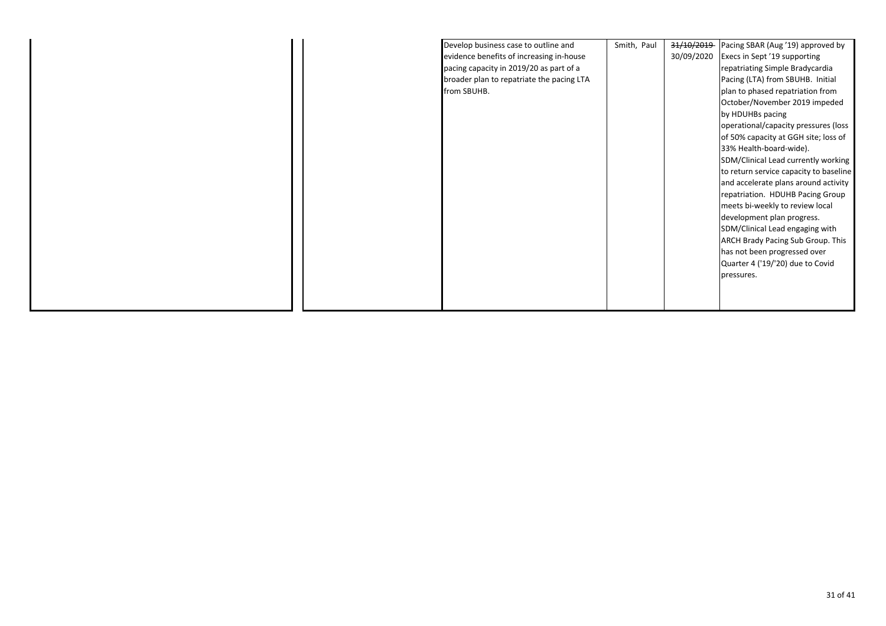| | | | | | |
|---|---|---|---|---|---|
| | | Develop business case to outline and evidence benefits of increasing in-house pacing capacity in 2019/20 as part of a broader plan to repatriate the pacing LTA from SBUHB. | Smith, Paul | ~~31/10/2019~~ 30/09/2020 | Pacing SBAR (Aug '19) approved by Execs in Sept '19 supporting repatriating Simple Bradycardia Pacing (LTA) from SBUHB. Initial plan to phased repatriation from October/November 2019 impeded by HDUHBs pacing operational/capacity pressures (loss of 50% capacity at GGH site; loss of 33% Health-board-wide). SDM/Clinical Lead currently working to return service capacity to baseline and accelerate plans around activity repatriation. HDUHB Pacing Group meets bi-weekly to review local development plan progress. SDM/Clinical Lead engaging with ARCH Brady Pacing Sub Group. This has not been progressed over Quarter 4 ('19/'20) due to Covid pressures. |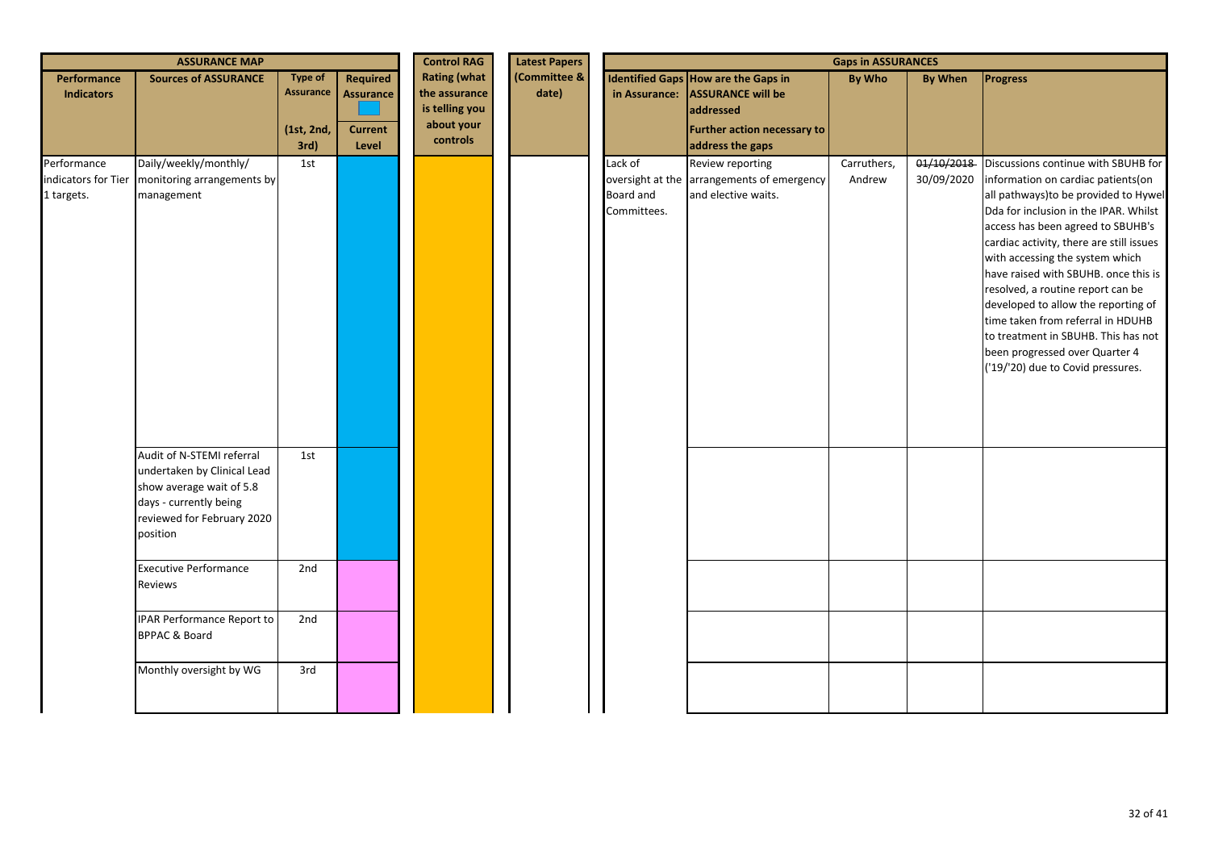| ASSURANCE MAP | | | | Control RAG | Latest Papers | Gaps in ASSURANCES | | | | |
|---|---|---|---|---|---|---|---|---|---|---|
| Performance Indicators | Sources of ASSURANCE | Type of Assurance (1st, 2nd, 3rd) | Required Assurance / Current Level | Rating (what the assurance is telling you about your controls | (Committee & date) | Identified Gaps in Assurance: | How are the Gaps in ASSURANCE will be addressed Further action necessary to address the gaps | By Who | By When | Progress |
| Performance indicators for Tier 1 targets. | Daily/weekly/monthly/ monitoring arrangements by management | 1st | | | | Lack of oversight at the Board and Committees. | Review reporting arrangements of emergency and elective waits. | Carruthers, Andrew | ~~01/10/2018~~ 30/09/2020 | Discussions continue with SBUHB for information on cardiac patients(on all pathways)to be provided to Hywel Dda for inclusion in the IPAR. Whilst access has been agreed to SBUHB's cardiac activity, there are still issues with accessing the system which have raised with SBUHB. once this is resolved, a routine report can be developed to allow the reporting of time taken from referral in HDUHB to treatment in SBUHB. This has not been progressed over Quarter 4 ('19/'20) due to Covid pressures. |
| | Audit of N-STEMI referral undertaken by Clinical Lead show average wait of 5.8 days - currently being reviewed for February 2020 position | 1st | | | | | | | | |
| | Executive Performance Reviews | 2nd | | | | | | | | |
| | IPAR Performance Report to BPPAC & Board | 2nd | | | | | | | | |
| | Monthly oversight by WG | 3rd | | | | | | | | |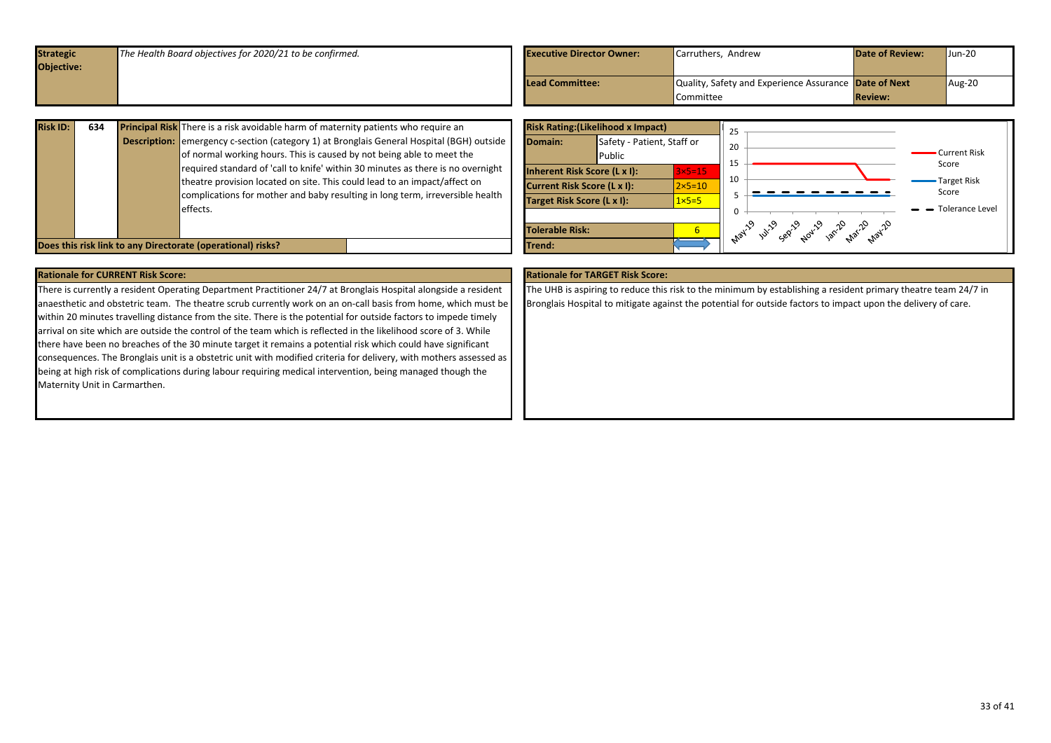| **Strategic Objective:** | *The Health Board objectives for 2020/21 to be confirmed.* | **Executive Director Owner:** | Carruthers, Andrew | **Date of Review:** | Jun-20 |
|---|---|---|---|---|---|
| | | **Lead Committee:** | Quality, Safety and Experience Assurance Committee | **Date of Next Review:** | Aug-20 |

| **Risk ID:** | **634** | **Principal Risk Description:** | There is a risk avoidable harm of maternity patients who require an emergency c-section (category 1) at Bronglais General Hospital (BGH) outside of normal working hours. This is caused by not being able to meet the required standard of 'call to knife' within 30 minutes as there is no overnight theatre provision located on site. This could lead to an impact/affect on complications for mother and baby resulting in long term, irreversible health effects. |
|---|---|---|---|

**Does this risk link to any Directorate (operational) risks?**

| **Risk Rating:(Likelihood x Impact)** | |
|---|---|
| **Domain:** | Safety - Patient, Staff or Public |
| **Inherent Risk Score (L x I):** | 3×5=15 |
| **Current Risk Score (L x I):** | 2×5=10 |
| **Target Risk Score (L x I):** | 1×5=5 |
| **Tolerable Risk:** | 6 |
| **Trend:** | |

## Rationale for CURRENT Risk Score:

There is currently a resident Operating Department Practitioner 24/7 at Bronglais Hospital alongside a resident anaesthetic and obstetric team. The theatre scrub currently work on an on-call basis from home, which must be within 20 minutes travelling distance from the site. There is the potential for outside factors to impede timely arrival on site which are outside the control of the team which is reflected in the likelihood score of 3. While there have been no breaches of the 30 minute target it remains a potential risk which could have significant consequences. The Bronglais unit is a obstetric unit with modified criteria for delivery, with mothers assessed as being at high risk of complications during labour requiring medical intervention, being managed though the Maternity Unit in Carmarthen.

## Rationale for TARGET Risk Score:

The UHB is aspiring to reduce this risk to the minimum by establishing a resident primary theatre team 24/7 in Bronglais Hospital to mitigate against the potential for outside factors to impact upon the delivery of care.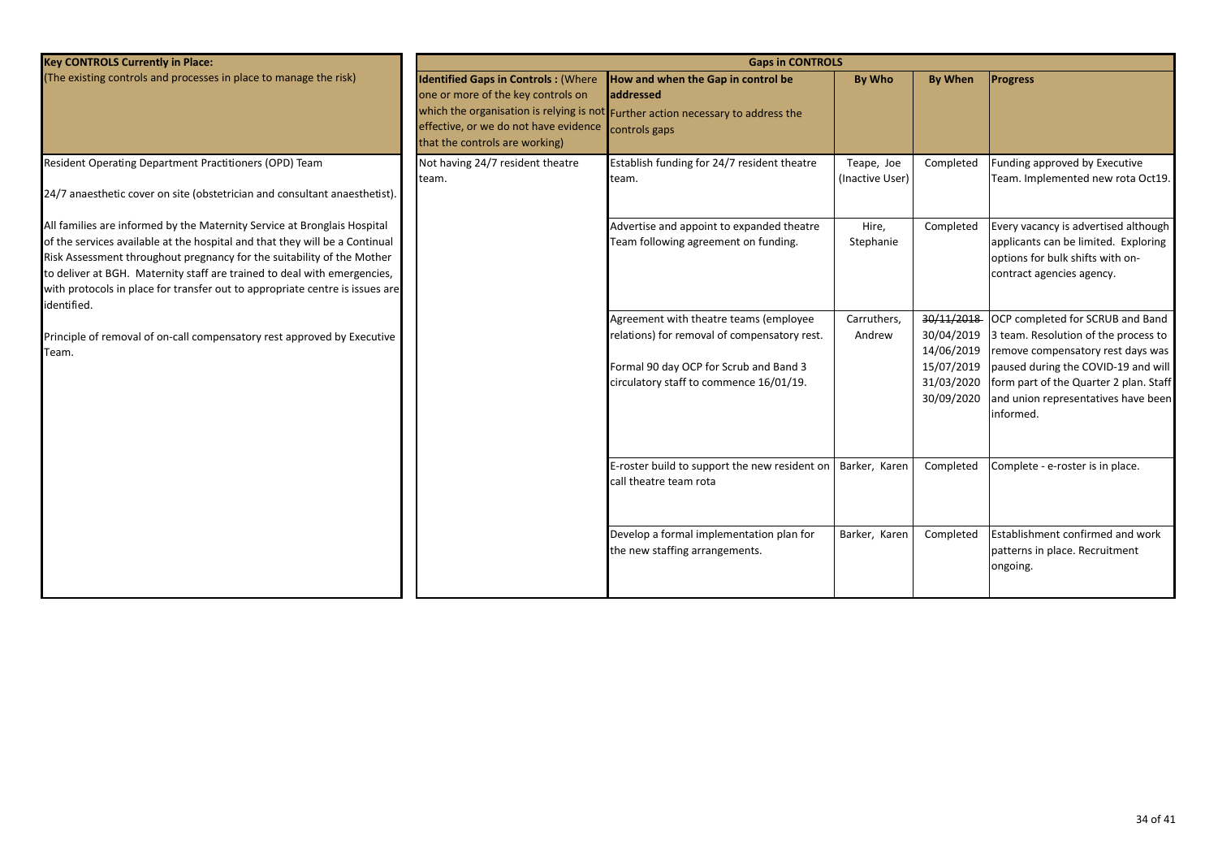| **Key CONTROLS Currently in Place:** | **Gaps in CONTROLS** | | | | |
|---|---|---|---|---|---|
| (The existing controls and processes in place to manage the risk) | **Identified Gaps in Controls :** (Where one or more of the key controls on which the organisation is relying is not effective, or we do not have evidence that the controls are working) | **How and when the Gap in control be addressed** Further action necessary to address the controls gaps | **By Who** | **By When** | **Progress** |
| Resident Operating Department Practitioners (OPD) Team<br><br>24/7 anaesthetic cover on site (obstetrician and consultant anaesthetist).<br><br>All families are informed by the Maternity Service at Bronglais Hospital of the services available at the hospital and that they will be a Continual Risk Assessment throughout pregnancy for the suitability of the Mother to deliver at BGH. Maternity staff are trained to deal with emergencies, with protocols in place for transfer out to appropriate centre is issues are identified.<br><br>Principle of removal of on-call compensatory rest approved by Executive Team. | Not having 24/7 resident theatre team. | Establish funding for 24/7 resident theatre team. | Teape, Joe (Inactive User) | Completed | Funding approved by Executive Team. Implemented new rota Oct19. |
| | | Advertise and appoint to expanded theatre Team following agreement on funding. | Hire, Stephanie | Completed | Every vacancy is advertised although applicants can be limited. Exploring options for bulk shifts with on-contract agencies agency. |
| | | Agreement with theatre teams (employee relations) for removal of compensatory rest.<br><br>Formal 90 day OCP for Scrub and Band 3 circulatory staff to commence 16/01/19. | Carruthers, Andrew | ~~30/11/2018~~ 30/04/2019 14/06/2019 15/07/2019 31/03/2020 30/09/2020 | OCP completed for SCRUB and Band 3 team. Resolution of the process to remove compensatory rest days was paused during the COVID-19 and will form part of the Quarter 2 plan. Staff and union representatives have been informed. |
| | | E-roster build to support the new resident on call theatre team rota | Barker, Karen | Completed | Complete - e-roster is in place. |
| | | Develop a formal implementation plan for the new staffing arrangements. | Barker, Karen | Completed | Establishment confirmed and work patterns in place. Recruitment ongoing. |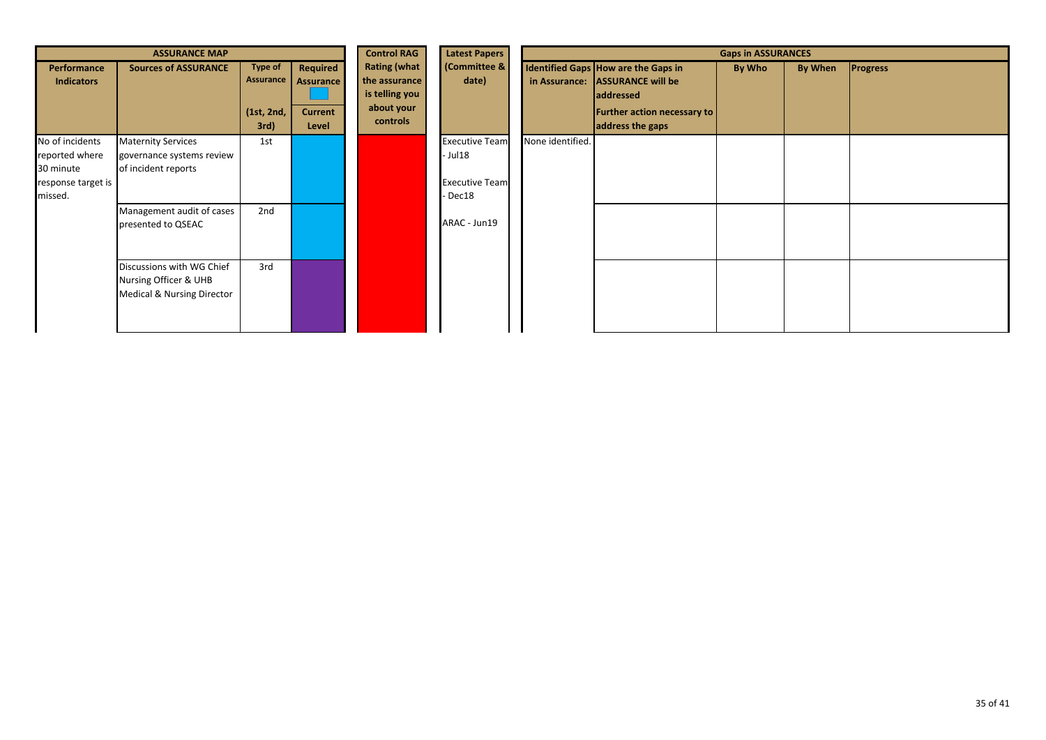| ASSURANCE MAP | | | | Control RAG Rating (what the assurance is telling you about your controls | Latest Papers (Committee & date) | Gaps in ASSURANCES | | | | |
|---|---|---|---|---|---|---|---|---|---|---|
| Performance Indicators | Sources of ASSURANCE | Type of Assurance (1st, 2nd, 3rd) | Required Assurance / Current Level | | | Identified Gaps in Assurance: | How are the Gaps in ASSURANCE will be addressed / Further action necessary to address the gaps | By Who | By When | Progress |
| No of incidents reported where 30 minute response target is missed. | Maternity Services governance systems review of incident reports | 1st | | | Executive Team - Jul18<br>Executive Team - Dec18<br>ARAC - Jun19 | None identified. | | | | |
| | Management audit of cases presented to QSEAC | 2nd | | | | | | | | |
| | Discussions with WG Chief Nursing Officer & UHB Medical & Nursing Director | 3rd | | | | | | | | |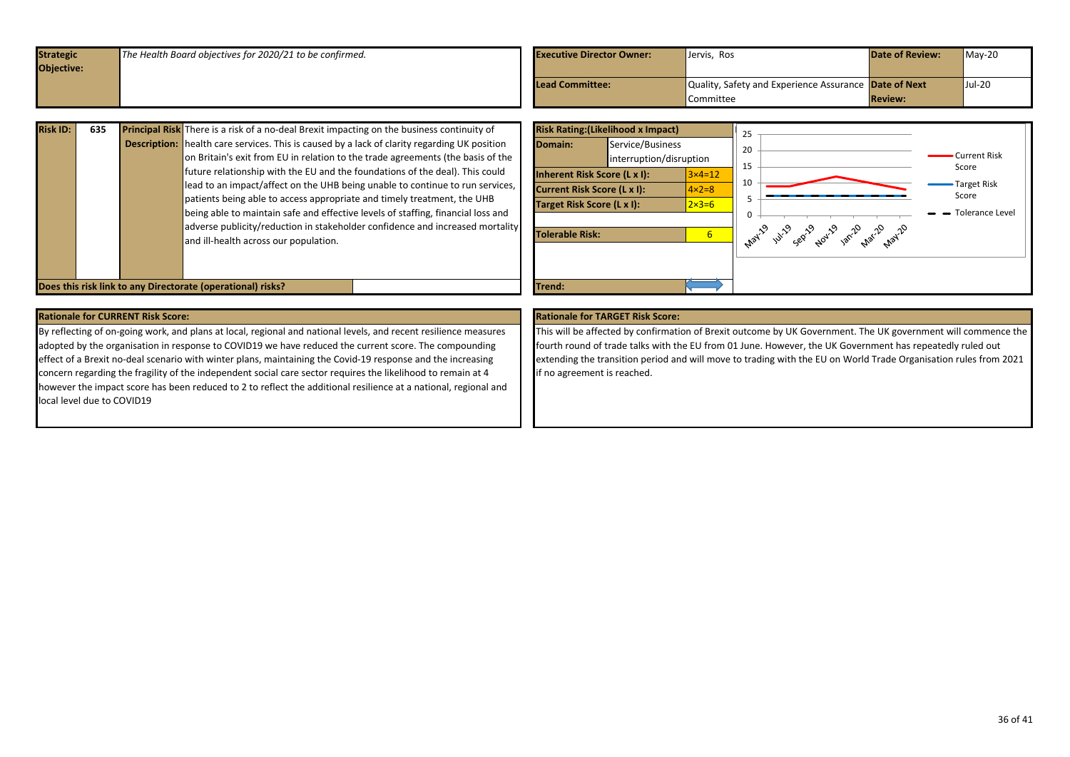| **Strategic Objective:** | *The Health Board objectives for 2020/21 to be confirmed.* | **Executive Director Owner:** | Jervis, Ros | **Date of Review:** | May-20 |
|---|---|---|---|---|---|
| | | **Lead Committee:** | Quality, Safety and Experience Assurance Committee | **Date of Next Review:** | Jul-20 |

| **Risk ID:** | **635** | **Principal Risk Description:** | There is a risk of a no-deal Brexit impacting on the business continuity of health care services. This is caused by a lack of clarity regarding UK position on Britain's exit from EU in relation to the trade agreements (the basis of the future relationship with the EU and the foundations of the deal). This could lead to an impact/affect on the UHB being unable to continue to run services, patients being able to access appropriate and timely treatment, the UHB being able to maintain safe and effective levels of staffing, financial loss and adverse publicity/reduction in stakeholder confidence and increased mortality and ill-health across our population. |
|---|---|---|---|

**Does this risk link to any Directorate (operational) risks?**

| **Risk Rating:(Likelihood x Impact)** | | |
|---|---|---|
| **Domain:** | Service/Business interruption/disruption | |
| **Inherent Risk Score (L x I):** | | 3×4=12 |
| **Current Risk Score (L x I):** | | 4×2=8 |
| **Target Risk Score (L x I):** | | 2×3=6 |
| **Tolerable Risk:** | | 6 |
| **Trend:** | | ⟷ |

Chart: Current Risk Score, Target Risk Score, Tolerance Level (May-19 to May-20)

### Rationale for CURRENT Risk Score:

By reflecting of on-going work, and plans at local, regional and national levels, and recent resilience measures adopted by the organisation in response to COVID19 we have reduced the current score. The compounding effect of a Brexit no-deal scenario with winter plans, maintaining the Covid-19 response and the increasing concern regarding the fragility of the independent social care sector requires the likelihood to remain at 4 however the impact score has been reduced to 2 to reflect the additional resilience at a national, regional and local level due to COVID19

### Rationale for TARGET Risk Score:

This will be affected by confirmation of Brexit outcome by UK Government. The UK government will commence the fourth round of trade talks with the EU from 01 June. However, the UK Government has repeatedly ruled out extending the transition period and will move to trading with the EU on World Trade Organisation rules from 2021 if no agreement is reached.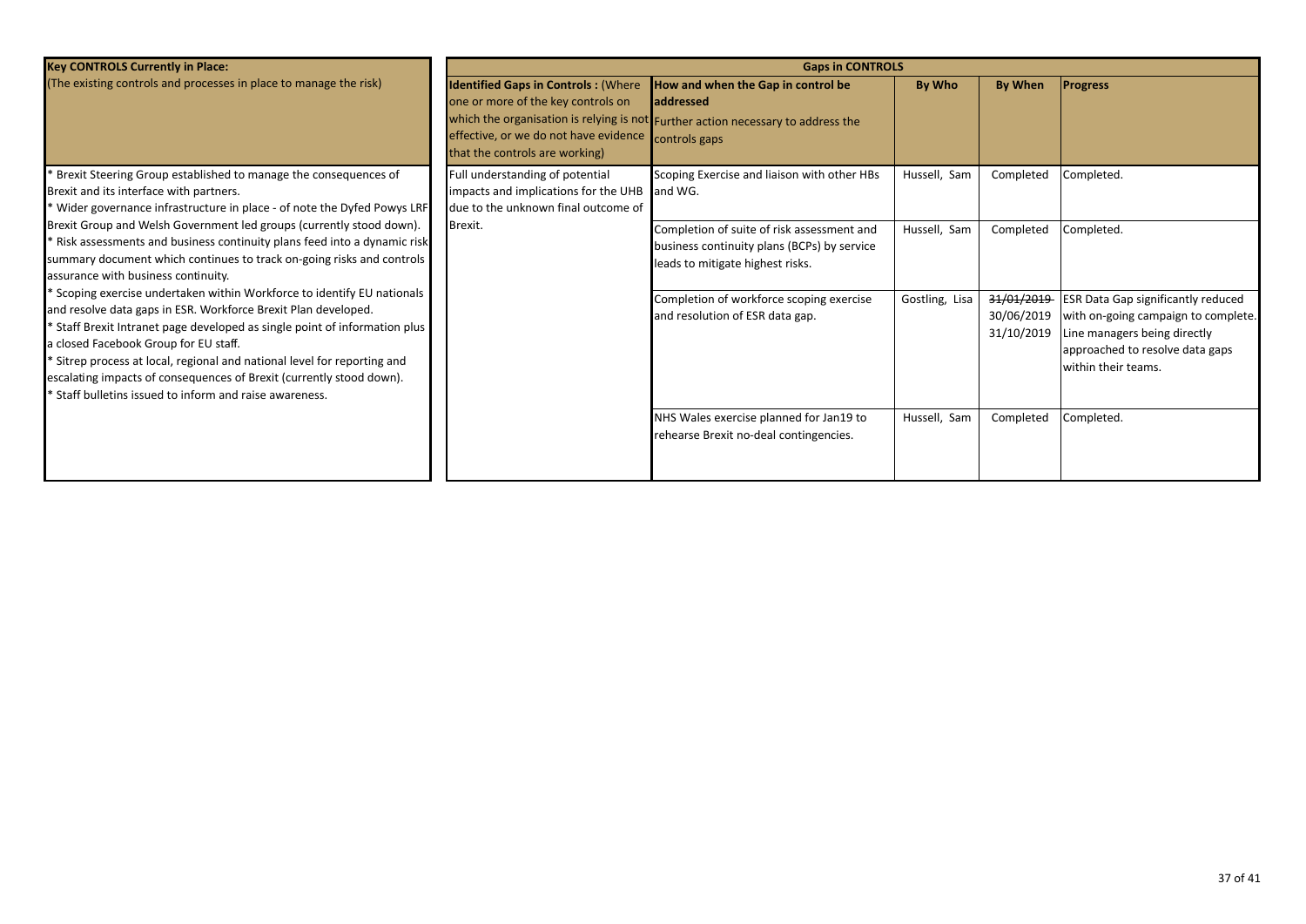| **Key CONTROLS Currently in Place:** (The existing controls and processes in place to manage the risk) | **Gaps in CONTROLS** | | | | |
|---|---|---|---|---|---|
| | **Identified Gaps in Controls :** (Where one or more of the key controls on which the organisation is relying is not effective, or we do not have evidence that the controls are working) | **How and when the Gap in control be addressed** Further action necessary to address the controls gaps | **By Who** | **By When** | **Progress** |
| * Brexit Steering Group established to manage the consequences of Brexit and its interface with partners.<br>* Wider governance infrastructure in place - of note the Dyfed Powys LRF Brexit Group and Welsh Government led groups (currently stood down).<br>* Risk assessments and business continuity plans feed into a dynamic risk summary document which continues to track on-going risks and controls assurance with business continuity.<br>* Scoping exercise undertaken within Workforce to identify EU nationals and resolve data gaps in ESR. Workforce Brexit Plan developed.<br>* Staff Brexit Intranet page developed as single point of information plus a closed Facebook Group for EU staff.<br>* Sitrep process at local, regional and national level for reporting and escalating impacts of consequences of Brexit (currently stood down).<br>* Staff bulletins issued to inform and raise awareness. | Full understanding of potential impacts and implications for the UHB due to the unknown final outcome of Brexit. | Scoping Exercise and liaison with other HBs and WG. | Hussell, Sam | Completed | Completed. |
| | | Completion of suite of risk assessment and business continuity plans (BCPs) by service leads to mitigate highest risks. | Hussell, Sam | Completed | Completed. |
| | | Completion of workforce scoping exercise and resolution of ESR data gap. | Gostling, Lisa | ~~31/01/2019~~<br>30/06/2019<br>31/10/2019 | ESR Data Gap significantly reduced with on-going campaign to complete. Line managers being directly approached to resolve data gaps within their teams. |
| | | NHS Wales exercise planned for Jan19 to rehearse Brexit no-deal contingencies. | Hussell, Sam | Completed | Completed. |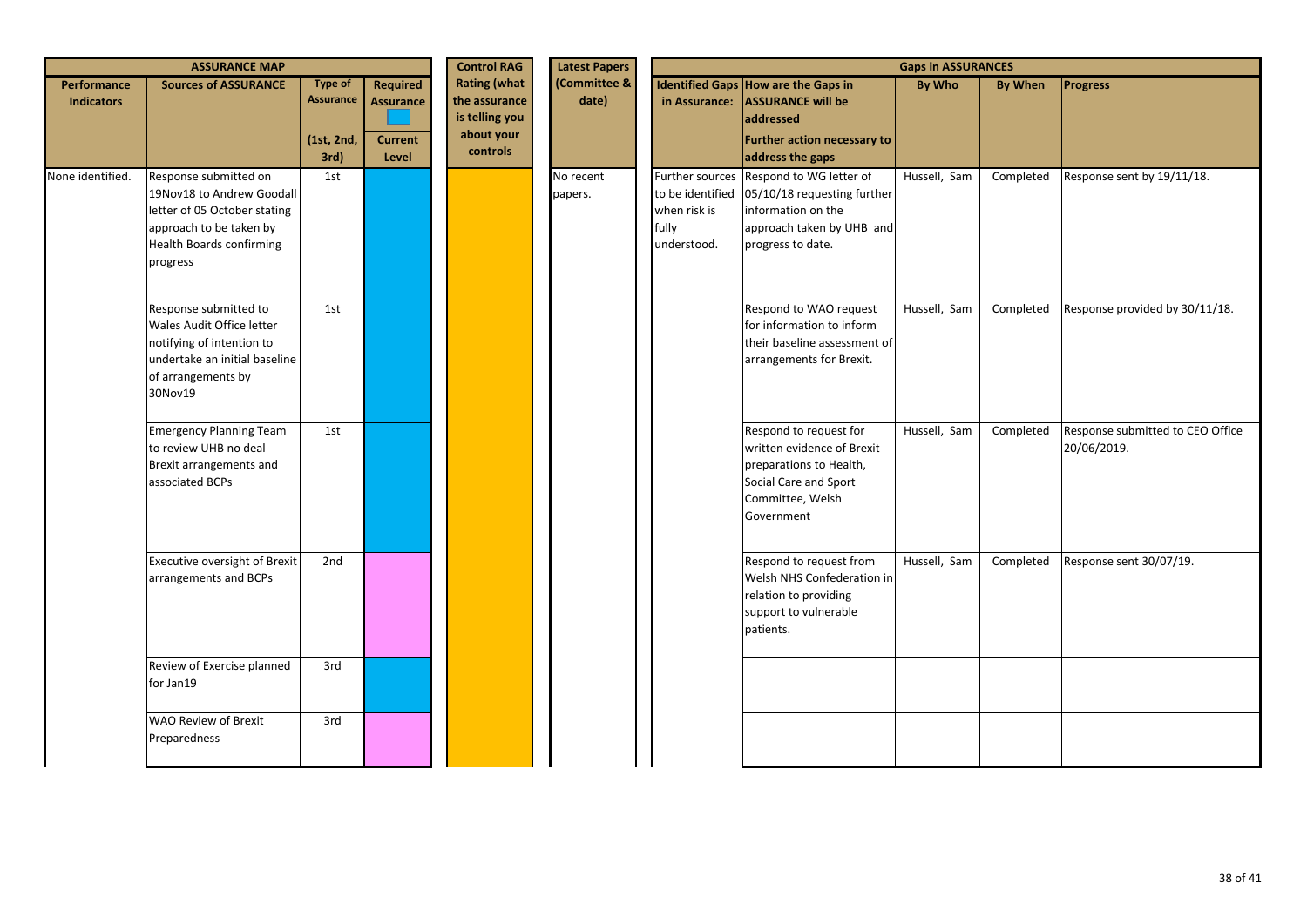| ASSURANCE MAP | | | | Control RAG | Latest Papers | Gaps in ASSURANCES | | | | |
|---|---|---|---|---|---|---|---|---|---|---|
| Performance Indicators | Sources of ASSURANCE | Type of Assurance (1st, 2nd, 3rd) | Required Assurance / Current Level | Rating (what the assurance is telling you about your controls | (Committee & date) | Identified Gaps in Assurance: | How are the Gaps in ASSURANCE will be addressed / Further action necessary to address the gaps | By Who | By When | Progress |
| None identified. | Response submitted on 19Nov18 to Andrew Goodall letter of 05 October stating approach to be taken by Health Boards confirming progress | 1st | | | No recent papers. | Further sources to be identified when risk is fully understood. | Respond to WG letter of 05/10/18 requesting further information on the approach taken by UHB and progress to date. | Hussell, Sam | Completed | Response sent by 19/11/18. |
| | Response submitted to Wales Audit Office letter notifying of intention to undertake an initial baseline of arrangements by 30Nov19 | 1st | | | | | Respond to WAO request for information to inform their baseline assessment of arrangements for Brexit. | Hussell, Sam | Completed | Response provided by 30/11/18. |
| | Emergency Planning Team to review UHB no deal Brexit arrangements and associated BCPs | 1st | | | | | Respond to request for written evidence of Brexit preparations to Health, Social Care and Sport Committee, Welsh Government | Hussell, Sam | Completed | Response submitted to CEO Office 20/06/2019. |
| | Executive oversight of Brexit arrangements and BCPs | 2nd | | | | | Respond to request from Welsh NHS Confederation in relation to providing support to vulnerable patients. | Hussell, Sam | Completed | Response sent 30/07/19. |
| | Review of Exercise planned for Jan19 | 3rd | | | | | | | | |
| | WAO Review of Brexit Preparedness | 3rd | | | | | | | | |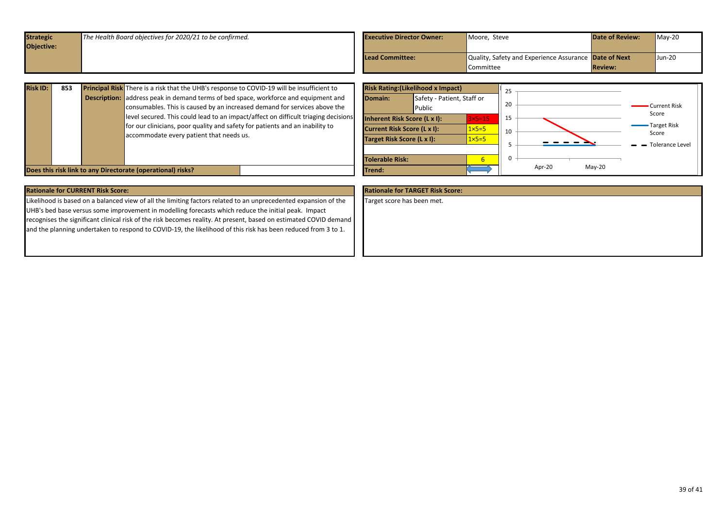| Strategic Objective: | The Health Board objectives for 2020/21 to be confirmed. |
|---|---|

| Executive Director Owner: | Moore, Steve | Date of Review: | May-20 |
|---|---|---|---|
| Lead Committee: | Quality, Safety and Experience Assurance Committee | Date of Next Review: | Jun-20 |

| Risk ID: | 853 | Principal Risk Description: | There is a risk that the UHB's response to COVID-19 will be insufficient to address peak in demand terms of bed space, workforce and equipment and consumables. This is caused by an increased demand for services above the level secured. This could lead to an impact/affect on difficult triaging decisions for our clinicians, poor quality and safety for patients and an inability to accommodate every patient that needs us. |
|---|---|---|---|

| Does this risk link to any Directorate (operational) risks? | |
|---|---|

| Risk Rating:(Likelihood x Impact) | |
|---|---|
| Domain: | Safety - Patient, Staff or Public |
| Inherent Risk Score (L x I): | 3×5=15 |
| Current Risk Score (L x I): | 1×5=5 |
| Target Risk Score (L x I): | 1×5=5 |
| Tolerable Risk: | 6 |
| Trend: | ⟺ |

| | Apr-20 | May-20 |
|---|---|---|
| Current Risk Score | 15 | 5 |
| Target Risk Score | 5 | 5 |
| Tolerance Level | 6 | 6 |

## Rationale for CURRENT Risk Score:

Likelihood is based on a balanced view of all the limiting factors related to an unprecedented expansion of the UHB's bed base versus some improvement in modelling forecasts which reduce the initial peak. Impact recognises the significant clinical risk of the risk becomes reality. At present, based on estimated COVID demand and the planning undertaken to respond to COVID-19, the likelihood of this risk has been reduced from 3 to 1.

## Rationale for TARGET Risk Score:

Target score has been met.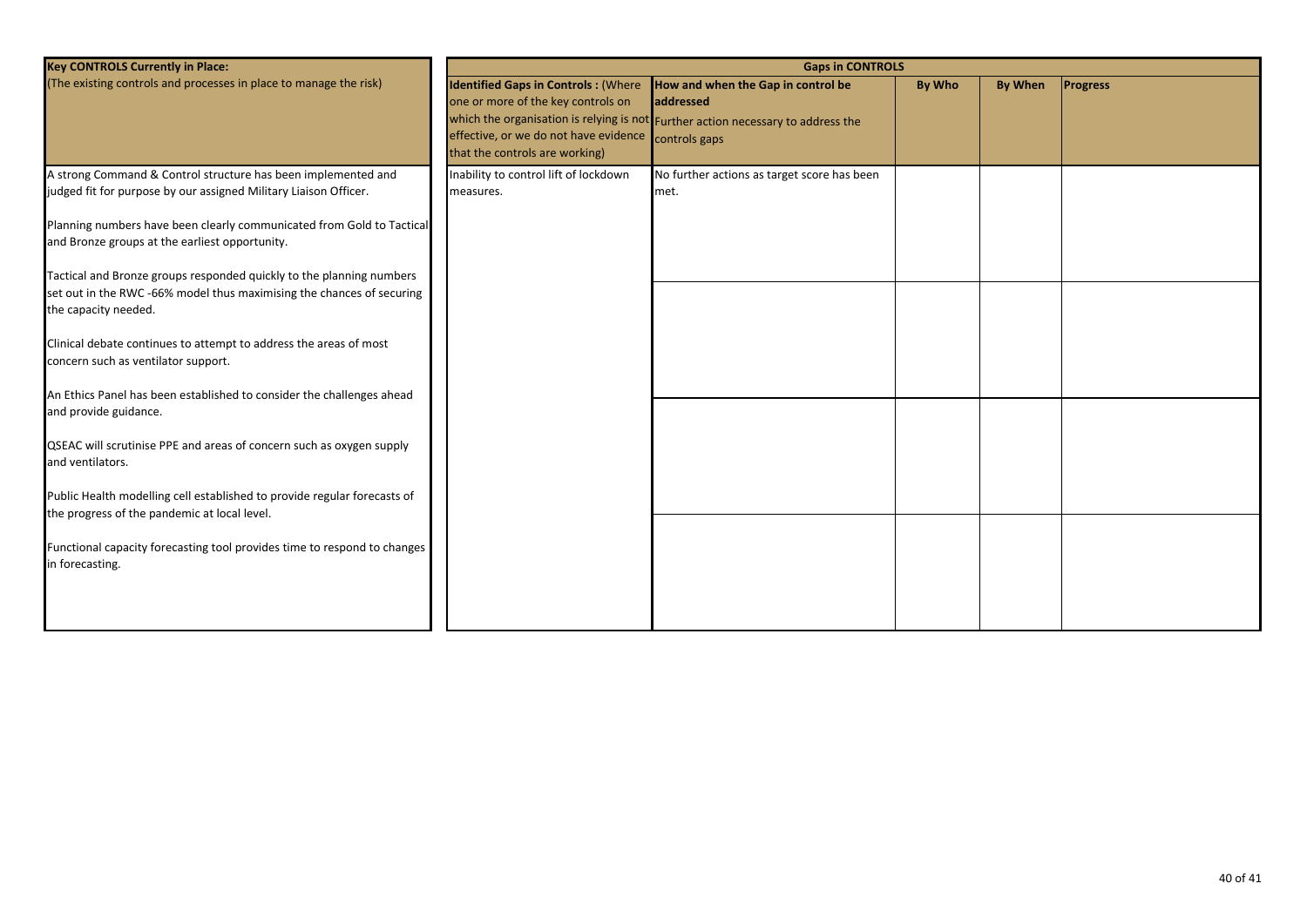| **Key CONTROLS Currently in Place:** (The existing controls and processes in place to manage the risk) |
| --- |
| A strong Command & Control structure has been implemented and judged fit for purpose by our assigned Military Liaison Officer.<br><br>Planning numbers have been clearly communicated from Gold to Tactical and Bronze groups at the earliest opportunity.<br><br>Tactical and Bronze groups responded quickly to the planning numbers set out in the RWC -66% model thus maximising the chances of securing the capacity needed.<br><br>Clinical debate continues to attempt to address the areas of most concern such as ventilator support.<br><br>An Ethics Panel has been established to consider the challenges ahead and provide guidance.<br><br>QSEAC will scrutinise PPE and areas of concern such as oxygen supply and ventilators.<br><br>Public Health modelling cell established to provide regular forecasts of the progress of the pandemic at local level.<br><br>Functional capacity forecasting tool provides time to respond to changes in forecasting. |

| **Gaps in CONTROLS** | | | | |
| --- | --- | --- | --- | --- |
| **Identified Gaps in Controls :** (Where one or more of the key controls on which the organisation is relying is not effective, or we do not have evidence that the controls are working) | **How and when the Gap in control be addressed** Further action necessary to address the controls gaps | **By Who** | **By When** | **Progress** |
| Inability to control lift of lockdown measures. | No further actions as target score has been met. | | | |
| | | | | |
| | | | | |
| | | | | |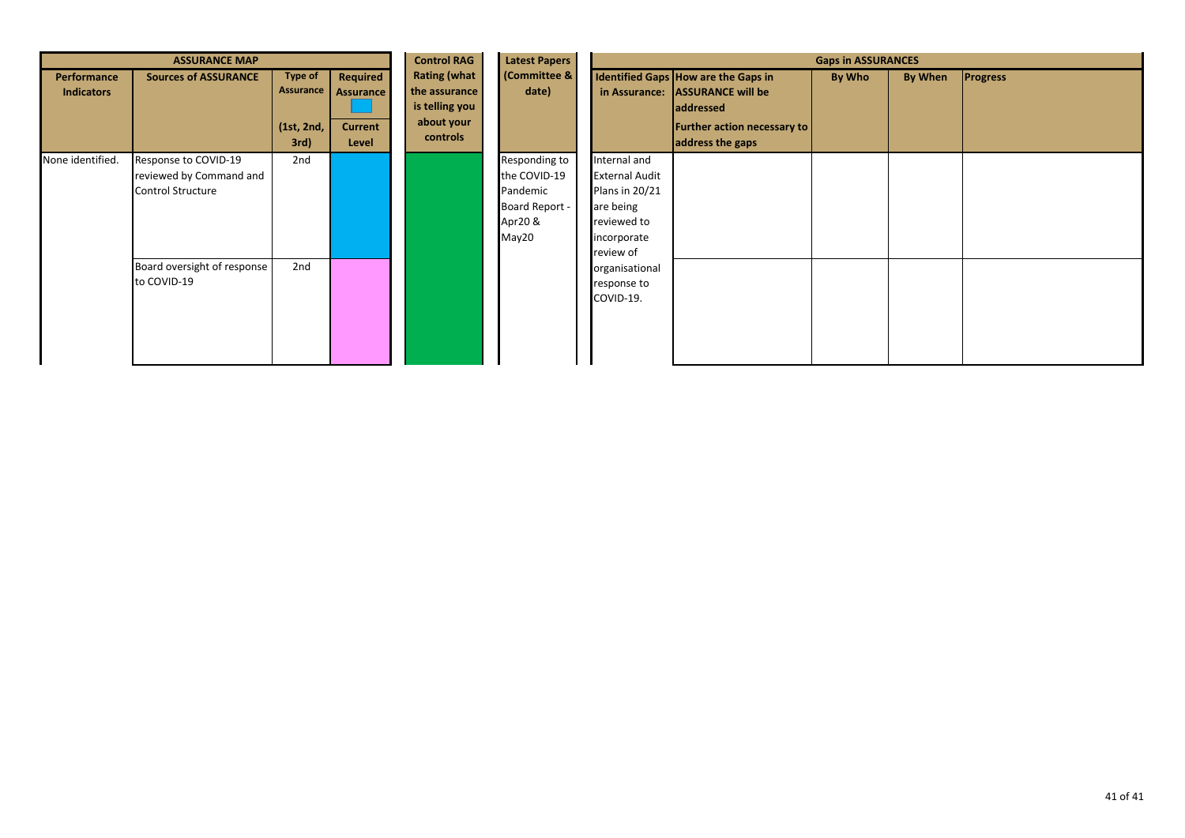| ASSURANCE MAP | | | | Control RAG | Latest Papers | Gaps in ASSURANCES | | | | |
|---|---|---|---|---|---|---|---|---|---|---|
| Performance Indicators | Sources of ASSURANCE | Type of Assurance (1st, 2nd, 3rd) | Required Assurance / Current Level | Rating (what the assurance is telling you about your controls | (Committee & date) | Identified Gaps in Assurance: | How are the Gaps in ASSURANCE will be addressed / Further action necessary to address the gaps | By Who | By When | Progress |
| None identified. | Response to COVID-19 reviewed by Command and Control Structure | 2nd | | | Responding to the COVID-19 Pandemic Board Report - Apr20 & May20 | Internal and External Audit Plans in 20/21 are being reviewed to incorporate review of organisational response to COVID-19. | | | | |
| | Board oversight of response to COVID-19 | 2nd | | | | | | | | |